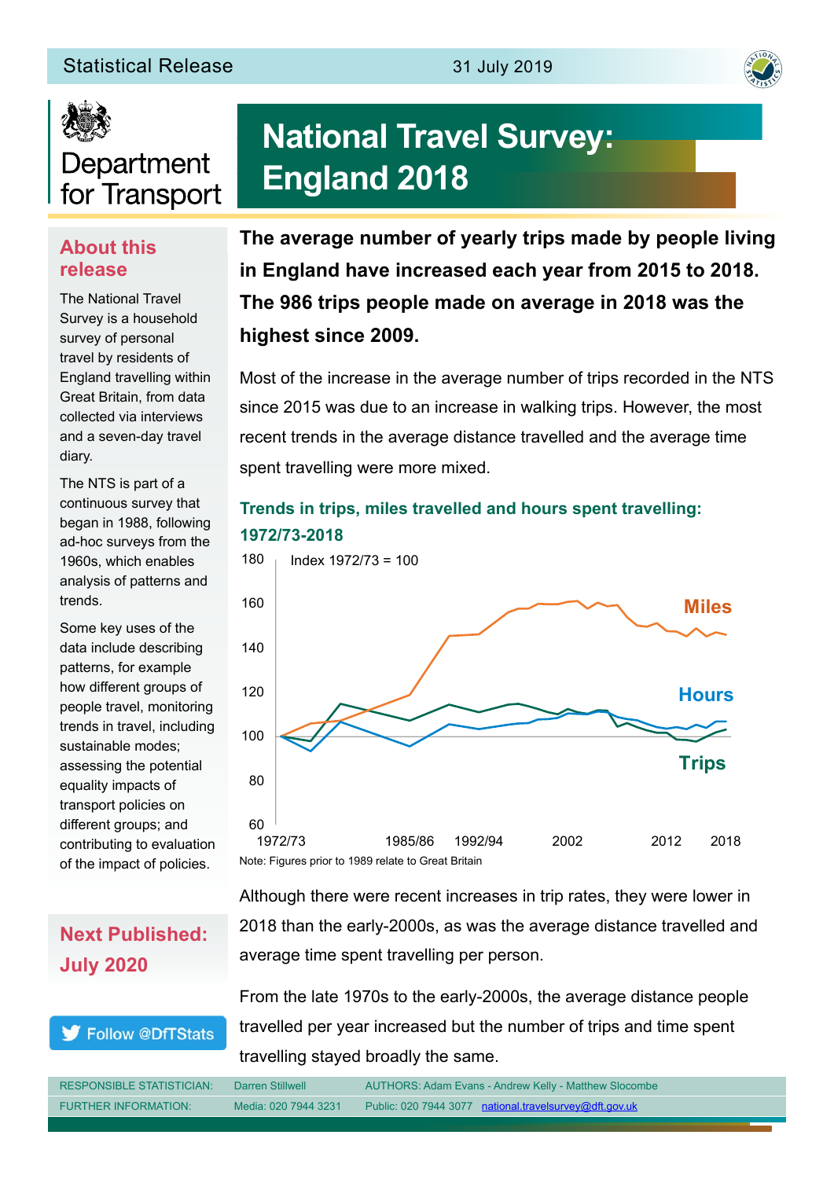Statistical Release — 31 July 2019

Department for Transport

# National Travel Survey: England 2018

## About this release

The National Travel Survey is a household survey of personal travel by residents of England travelling within Great Britain, from data collected via interviews and a seven-day travel diary.

The NTS is part of a continuous survey that began in 1988, following ad-hoc surveys from the 1960s, which enables analysis of patterns and trends.

Some key uses of the data include describing patterns, for example how different groups of people travel, monitoring trends in travel, including sustainable modes; assessing the potential equality impacts of transport policies on different groups; and contributing to evaluation of the impact of policies.

## Next Published: July 2020

Follow @DfTStats

**The average number of yearly trips made by people living in England have increased each year from 2015 to 2018. The 986 trips people made on average in 2018 was the highest since 2009.**

Most of the increase in the average number of trips recorded in the NTS since 2015 was due to an increase in walking trips. However, the most recent trends in the average distance travelled and the average time spent travelling were more mixed.

### Trends in trips, miles travelled and hours spent travelling: 1972/73-2018

Index 1972/73 = 100

Note: Figures prior to 1989 relate to Great Britain

Although there were recent increases in trip rates, they were lower in 2018 than the early-2000s, as was the average distance travelled and average time spent travelling per person.

From the late 1970s to the early-2000s, the average distance people travelled per year increased but the number of trips and time spent travelling stayed broadly the same.

| RESPONSIBLE STATISTICIAN: | Darren Stillwell | AUTHORS: Adam Evans - Andrew Kelly - Matthew Slocombe |
|---|---|---|
| FURTHER INFORMATION: | Media: 020 7944 3231 | Public: 020 7944 3077 national.travelsurvey@dft.gov.uk |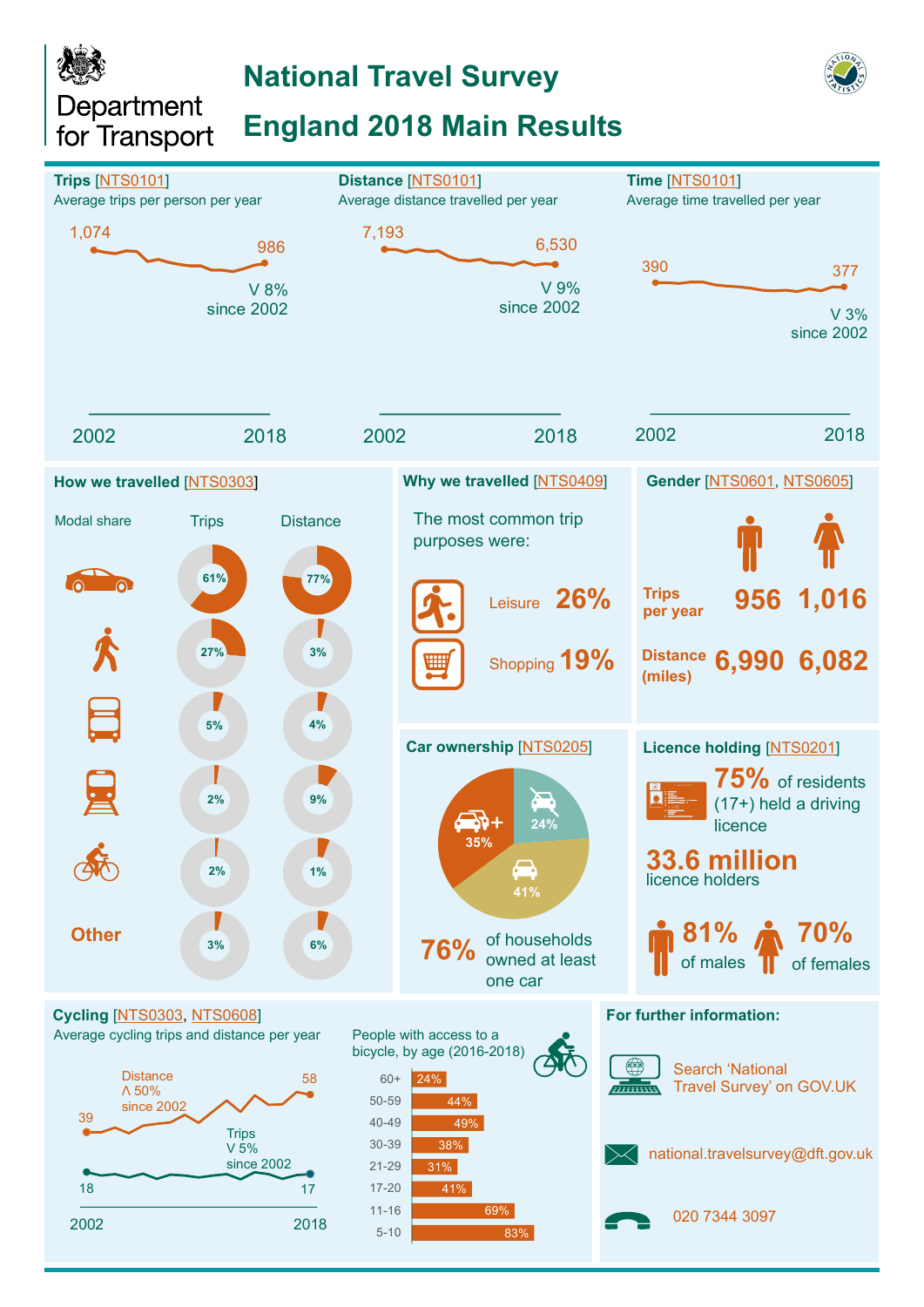Department for Transport

# National Travel Survey England 2018 Main Results

## Trips [NTS0101]

Average trips per person per year

1,074 (2002) → 986 (2018)

V 8% since 2002

## Distance [NTS0101]

Average distance travelled per year

7,193 (2002) → 6,530 (2018)

V 9% since 2002

## Time [NTS0101]

Average time travelled per year

390 (2002) → 377 (2018)

V 3% since 2002

## How we travelled [NTS0303]

Modal share

| | Trips | Distance |
|---|---|---|
| Car | 61% | 77% |
| Walk | 27% | 3% |
| Bus | 5% | 4% |
| Rail | 2% | 9% |
| Bicycle | 2% | 1% |
| Other | 3% | 6% |

## Why we travelled [NTS0409]

The most common trip purposes were:

- Leisure 26%
- Shopping 19%

## Gender [NTS0601, NTS0605]

| | Males | Females |
|---|---|---|
| Trips per year | 956 | 1,016 |
| Distance (miles) | 6,990 | 6,082 |

## Car ownership [NTS0205]

- 2+ cars: 35%
- No car: 24%
- 1 car: 41%

**76%** of households owned at least one car

## Licence holding [NTS0201]

**75%** of residents (17+) held a driving licence

**33.6 million** licence holders

**81%** of males

**70%** of females

## Cycling [NTS0303, NTS0608]

Average cycling trips and distance per year

- Distance: 39 (2002) → 58 (2018), Λ 50% since 2002
- Trips: 18 (2002) → 17 (2018), V 5% since 2002

People with access to a bicycle, by age (2016-2018)

| Age | % |
|---|---|
| 60+ | 24% |
| 50-59 | 44% |
| 40-49 | 49% |
| 30-39 | 38% |
| 21-29 | 31% |
| 17-20 | 41% |
| 11-16 | 69% |
| 5-10 | 83% |

## For further information:

Search 'National Travel Survey' on GOV.UK

national.travelsurvey@dft.gov.uk

020 7344 3097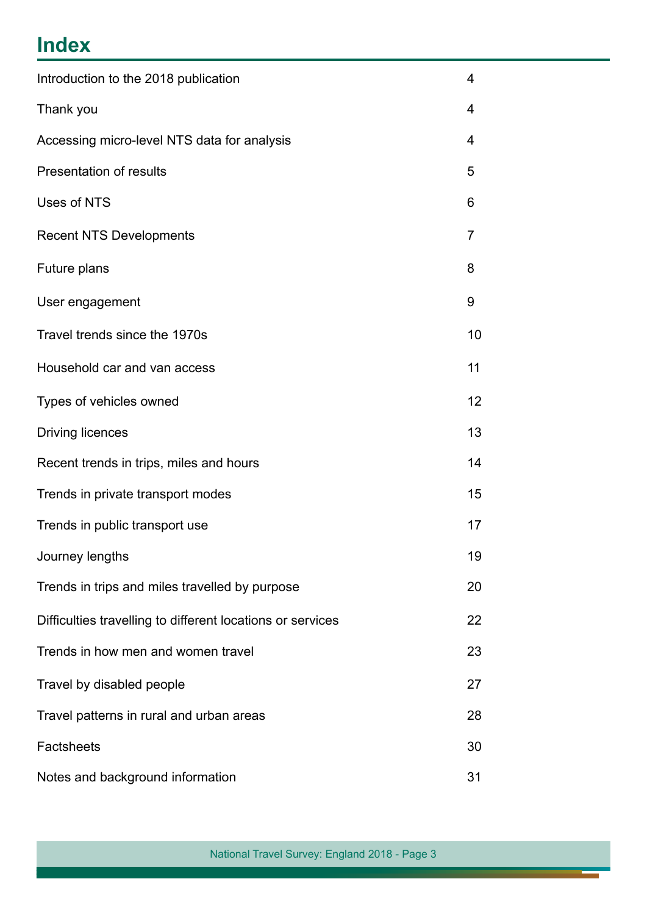# Index

| | |
|---|---|
| Introduction to the 2018 publication | 4 |
| Thank you | 4 |
| Accessing micro-level NTS data for analysis | 4 |
| Presentation of results | 5 |
| Uses of NTS | 6 |
| Recent NTS Developments | 7 |
| Future plans | 8 |
| User engagement | 9 |
| Travel trends since the 1970s | 10 |
| Household car and van access | 11 |
| Types of vehicles owned | 12 |
| Driving licences | 13 |
| Recent trends in trips, miles and hours | 14 |
| Trends in private transport modes | 15 |
| Trends in public transport use | 17 |
| Journey lengths | 19 |
| Trends in trips and miles travelled by purpose | 20 |
| Difficulties travelling to different locations or services | 22 |
| Trends in how men and women travel | 23 |
| Travel by disabled people | 27 |
| Travel patterns in rural and urban areas | 28 |
| Factsheets | 30 |
| Notes and background information | 31 |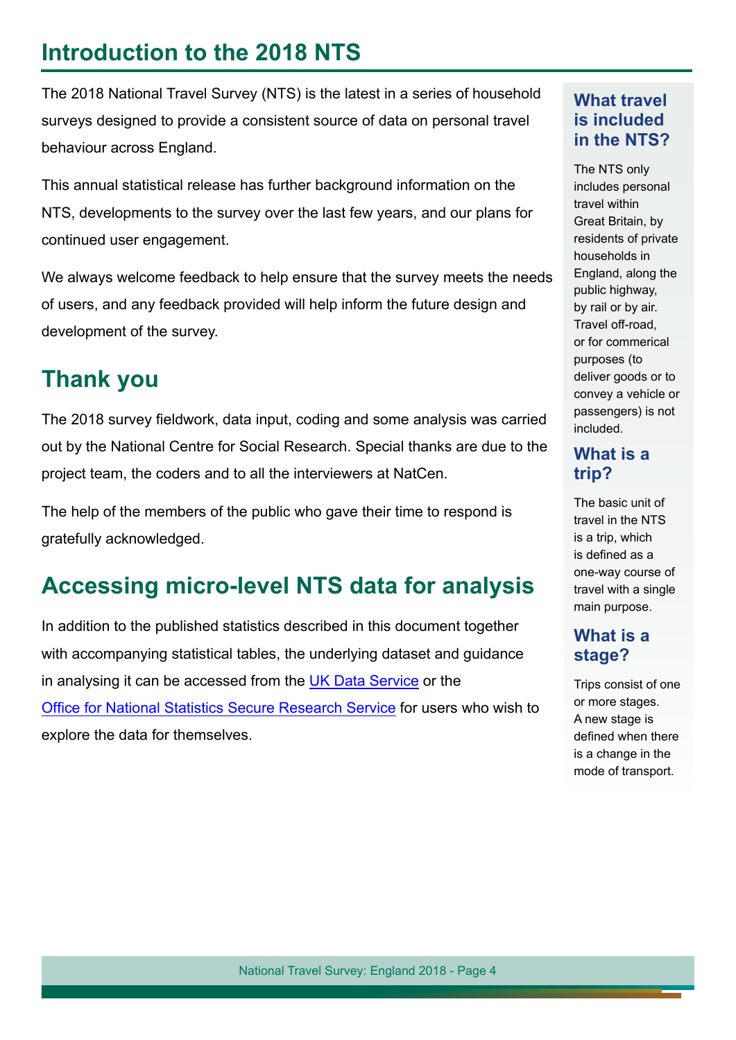# Introduction to the 2018 NTS

The 2018 National Travel Survey (NTS) is the latest in a series of household surveys designed to provide a consistent source of data on personal travel behaviour across England.

This annual statistical release has further background information on the NTS, developments to the survey over the last few years, and our plans for continued user engagement.

We always welcome feedback to help ensure that the survey meets the needs of users, and any feedback provided will help inform the future design and development of the survey.

## Thank you

The 2018 survey fieldwork, data input, coding and some analysis was carried out by the National Centre for Social Research. Special thanks are due to the project team, the coders and to all the interviewers at NatCen.

The help of the members of the public who gave their time to respond is gratefully acknowledged.

## Accessing micro-level NTS data for analysis

In addition to the published statistics described in this document together with accompanying statistical tables, the underlying dataset and guidance in analysing it can be accessed from the [UK Data Service](#) or the [Office for National Statistics Secure Research Service](#) for users who wish to explore the data for themselves.

### What travel is included in the NTS?

The NTS only includes personal travel within Great Britain, by residents of private households in England, along the public highway, by rail or by air. Travel off-road, or for commerical purposes (to deliver goods or to convey a vehicle or passengers) is not included.

### What is a trip?

The basic unit of travel in the NTS is a trip, which is defined as a one-way course of travel with a single main purpose.

### What is a stage?

Trips consist of one or more stages. A new stage is defined when there is a change in the mode of transport.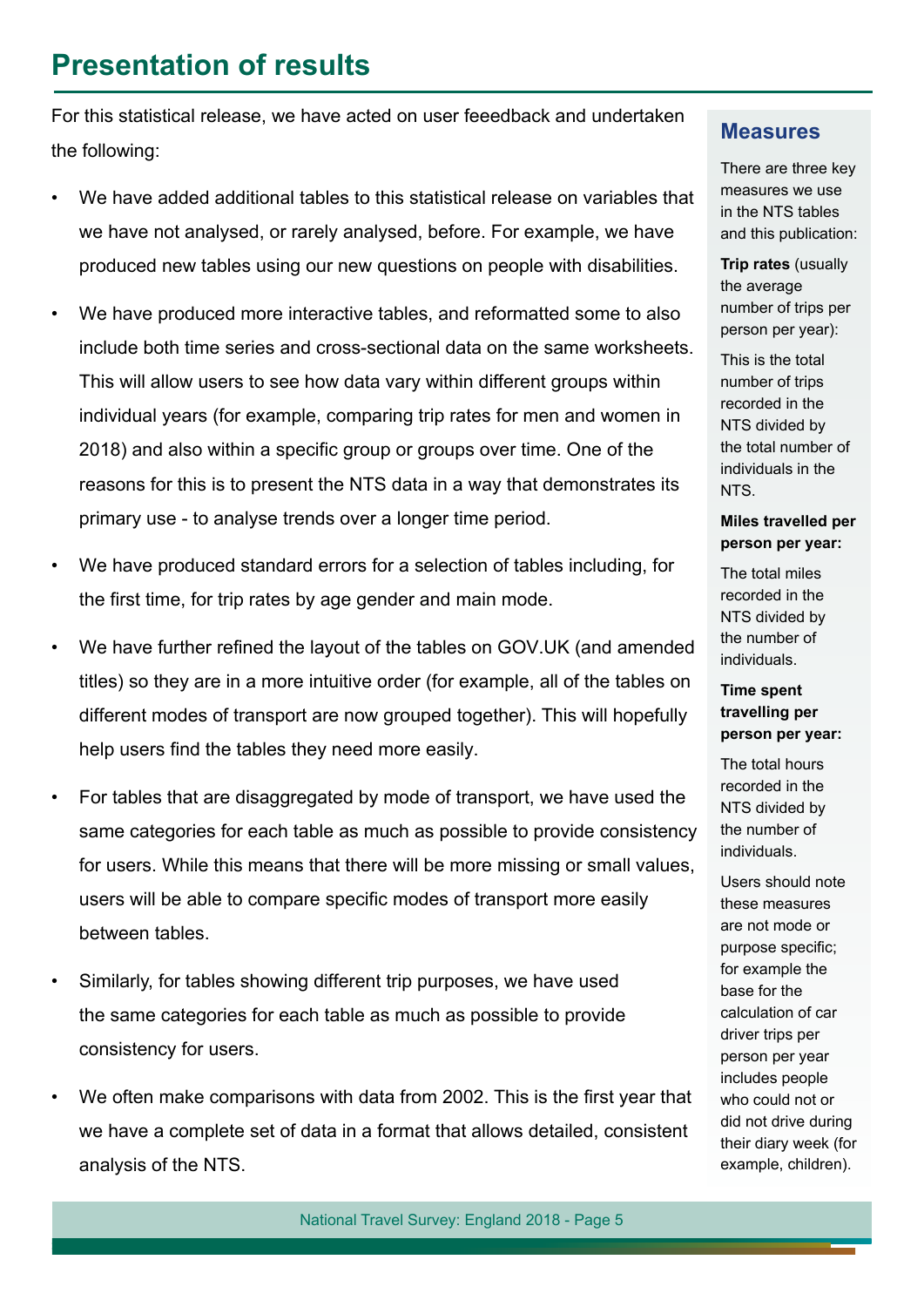# Presentation of results

For this statistical release, we have acted on user feeedback and undertaken the following:

- We have added additional tables to this statistical release on variables that we have not analysed, or rarely analysed, before. For example, we have produced new tables using our new questions on people with disabilities.
- We have produced more interactive tables, and reformatted some to also include both time series and cross-sectional data on the same worksheets. This will allow users to see how data vary within different groups within individual years (for example, comparing trip rates for men and women in 2018) and also within a specific group or groups over time. One of the reasons for this is to present the NTS data in a way that demonstrates its primary use - to analyse trends over a longer time period.
- We have produced standard errors for a selection of tables including, for the first time, for trip rates by age gender and main mode.
- We have further refined the layout of the tables on GOV.UK (and amended titles) so they are in a more intuitive order (for example, all of the tables on different modes of transport are now grouped together). This will hopefully help users find the tables they need more easily.
- For tables that are disaggregated by mode of transport, we have used the same categories for each table as much as possible to provide consistency for users. While this means that there will be more missing or small values, users will be able to compare specific modes of transport more easily between tables.
- Similarly, for tables showing different trip purposes, we have used the same categories for each table as much as possible to provide consistency for users.
- We often make comparisons with data from 2002. This is the first year that we have a complete set of data in a format that allows detailed, consistent analysis of the NTS.

## Measures

There are three key measures we use in the NTS tables and this publication:

**Trip rates** (usually the average number of trips per person per year):

This is the total number of trips recorded in the NTS divided by the total number of individuals in the NTS.

**Miles travelled per person per year:**

The total miles recorded in the NTS divided by the number of individuals.

**Time spent travelling per person per year:**

The total hours recorded in the NTS divided by the number of individuals.

Users should note these measures are not mode or purpose specific; for example the base for the calculation of car driver trips per person per year includes people who could not or did not drive during their diary week (for example, children).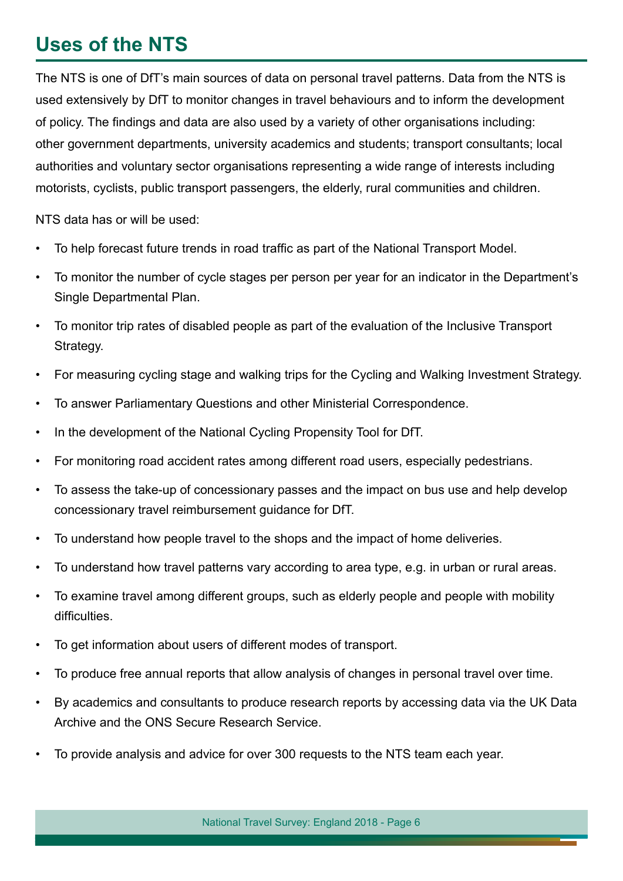## Uses of the NTS

The NTS is one of DfT's main sources of data on personal travel patterns. Data from the NTS is used extensively by DfT to monitor changes in travel behaviours and to inform the development of policy. The findings and data are also used by a variety of other organisations including: other government departments, university academics and students; transport consultants; local authorities and voluntary sector organisations representing a wide range of interests including motorists, cyclists, public transport passengers, the elderly, rural communities and children.

NTS data has or will be used:

- To help forecast future trends in road traffic as part of the National Transport Model.
- To monitor the number of cycle stages per person per year for an indicator in the Department's Single Departmental Plan.
- To monitor trip rates of disabled people as part of the evaluation of the Inclusive Transport Strategy.
- For measuring cycling stage and walking trips for the Cycling and Walking Investment Strategy.
- To answer Parliamentary Questions and other Ministerial Correspondence.
- In the development of the National Cycling Propensity Tool for DfT.
- For monitoring road accident rates among different road users, especially pedestrians.
- To assess the take-up of concessionary passes and the impact on bus use and help develop concessionary travel reimbursement guidance for DfT.
- To understand how people travel to the shops and the impact of home deliveries.
- To understand how travel patterns vary according to area type, e.g. in urban or rural areas.
- To examine travel among different groups, such as elderly people and people with mobility difficulties.
- To get information about users of different modes of transport.
- To produce free annual reports that allow analysis of changes in personal travel over time.
- By academics and consultants to produce research reports by accessing data via the UK Data Archive and the ONS Secure Research Service.
- To provide analysis and advice for over 300 requests to the NTS team each year.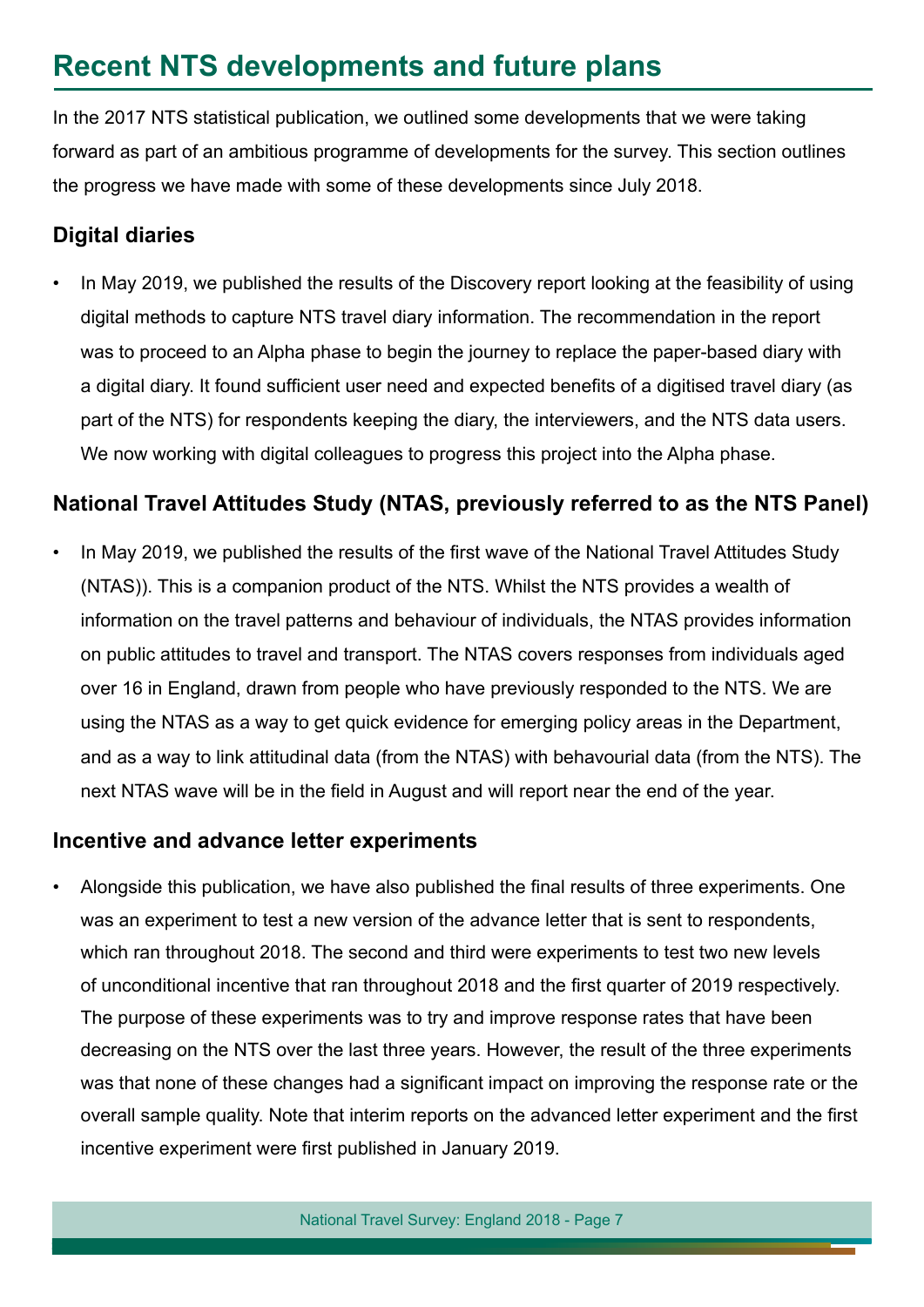# Recent NTS developments and future plans

In the 2017 NTS statistical publication, we outlined some developments that we were taking forward as part of an ambitious programme of developments for the survey. This section outlines the progress we have made with some of these developments since July 2018.

### Digital diaries

- In May 2019, we published the results of the Discovery report looking at the feasibility of using digital methods to capture NTS travel diary information. The recommendation in the report was to proceed to an Alpha phase to begin the journey to replace the paper-based diary with a digital diary. It found sufficient user need and expected benefits of a digitised travel diary (as part of the NTS) for respondents keeping the diary, the interviewers, and the NTS data users. We now working with digital colleagues to progress this project into the Alpha phase.

### National Travel Attitudes Study (NTAS, previously referred to as the NTS Panel)

- In May 2019, we published the results of the first wave of the National Travel Attitudes Study (NTAS)). This is a companion product of the NTS. Whilst the NTS provides a wealth of information on the travel patterns and behaviour of individuals, the NTAS provides information on public attitudes to travel and transport. The NTAS covers responses from individuals aged over 16 in England, drawn from people who have previously responded to the NTS. We are using the NTAS as a way to get quick evidence for emerging policy areas in the Department, and as a way to link attitudinal data (from the NTAS) with behavourial data (from the NTS). The next NTAS wave will be in the field in August and will report near the end of the year.

### Incentive and advance letter experiments

- Alongside this publication, we have also published the final results of three experiments. One was an experiment to test a new version of the advance letter that is sent to respondents, which ran throughout 2018. The second and third were experiments to test two new levels of unconditional incentive that ran throughout 2018 and the first quarter of 2019 respectively. The purpose of these experiments was to try and improve response rates that have been decreasing on the NTS over the last three years. However, the result of the three experiments was that none of these changes had a significant impact on improving the response rate or the overall sample quality. Note that interim reports on the advanced letter experiment and the first incentive experiment were first published in January 2019.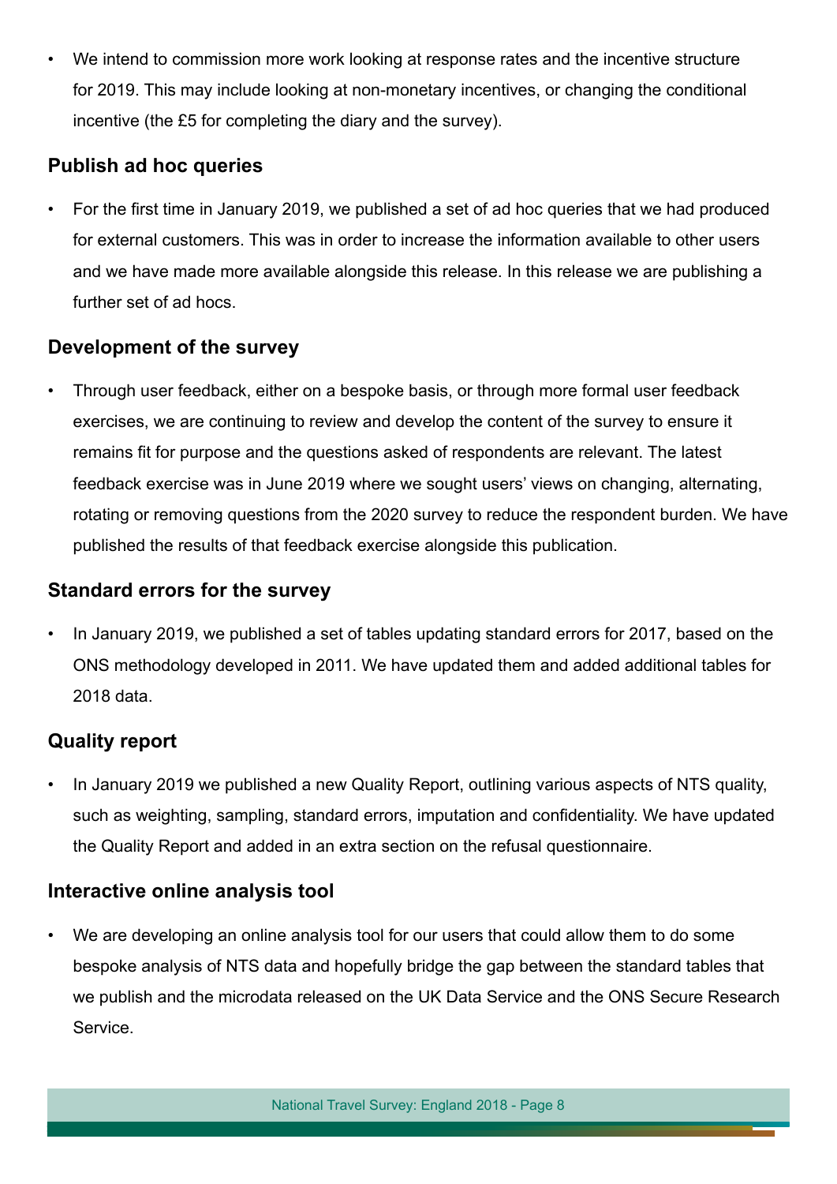- We intend to commission more work looking at response rates and the incentive structure for 2019. This may include looking at non-monetary incentives, or changing the conditional incentive (the £5 for completing the diary and the survey).

### Publish ad hoc queries

- For the first time in January 2019, we published a set of ad hoc queries that we had produced for external customers. This was in order to increase the information available to other users and we have made more available alongside this release. In this release we are publishing a further set of ad hocs.

### Development of the survey

- Through user feedback, either on a bespoke basis, or through more formal user feedback exercises, we are continuing to review and develop the content of the survey to ensure it remains fit for purpose and the questions asked of respondents are relevant. The latest feedback exercise was in June 2019 where we sought users' views on changing, alternating, rotating or removing questions from the 2020 survey to reduce the respondent burden. We have published the results of that feedback exercise alongside this publication.

### Standard errors for the survey

- In January 2019, we published a set of tables updating standard errors for 2017, based on the ONS methodology developed in 2011. We have updated them and added additional tables for 2018 data.

### Quality report

- In January 2019 we published a new Quality Report, outlining various aspects of NTS quality, such as weighting, sampling, standard errors, imputation and confidentiality. We have updated the Quality Report and added in an extra section on the refusal questionnaire.

### Interactive online analysis tool

- We are developing an online analysis tool for our users that could allow them to do some bespoke analysis of NTS data and hopefully bridge the gap between the standard tables that we publish and the microdata released on the UK Data Service and the ONS Secure Research Service.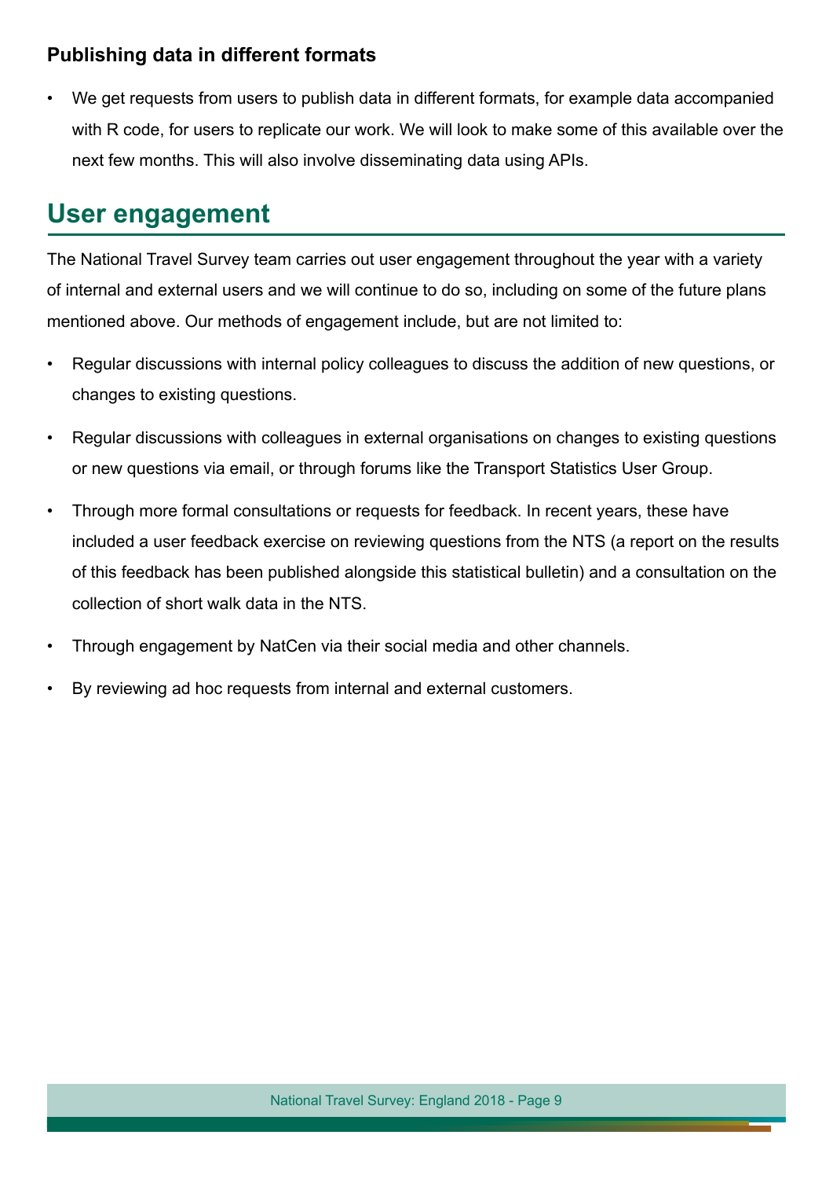### Publishing data in different formats

- We get requests from users to publish data in different formats, for example data accompanied with R code, for users to replicate our work. We will look to make some of this available over the next few months. This will also involve disseminating data using APIs.

## User engagement

The National Travel Survey team carries out user engagement throughout the year with a variety of internal and external users and we will continue to do so, including on some of the future plans mentioned above. Our methods of engagement include, but are not limited to:

- Regular discussions with internal policy colleagues to discuss the addition of new questions, or changes to existing questions.
- Regular discussions with colleagues in external organisations on changes to existing questions or new questions via email, or through forums like the Transport Statistics User Group.
- Through more formal consultations or requests for feedback. In recent years, these have included a user feedback exercise on reviewing questions from the NTS (a report on the results of this feedback has been published alongside this statistical bulletin) and a consultation on the collection of short walk data in the NTS.
- Through engagement by NatCen via their social media and other channels.
- By reviewing ad hoc requests from internal and external customers.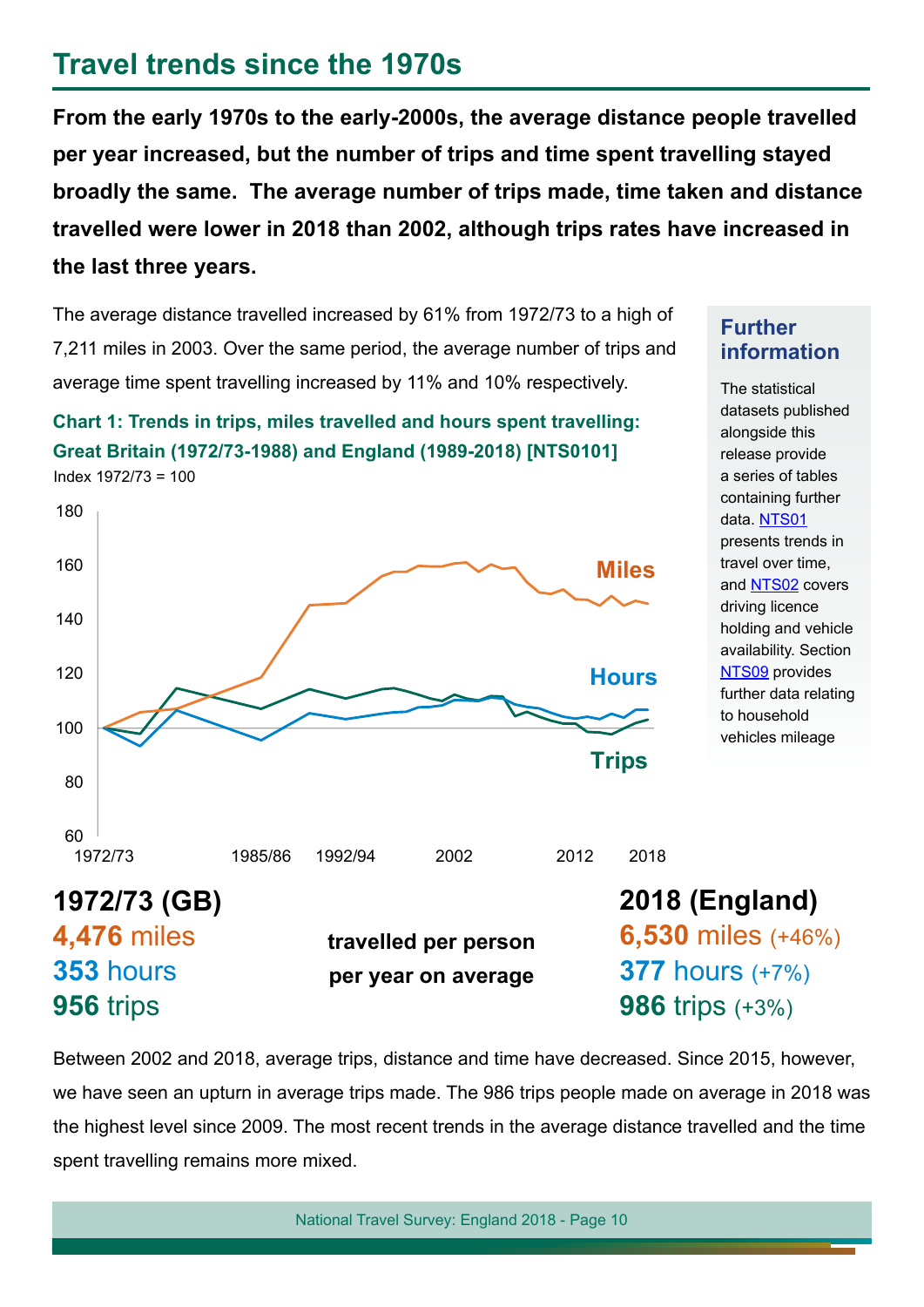# Travel trends since the 1970s

**From the early 1970s to the early-2000s, the average distance people travelled per year increased, but the number of trips and time spent travelling stayed broadly the same. The average number of trips made, time taken and distance travelled were lower in 2018 than 2002, although trips rates have increased in the last three years.**

The average distance travelled increased by 61% from 1972/73 to a high of 7,211 miles in 2003. Over the same period, the average number of trips and average time spent travelling increased by 11% and 10% respectively.

**Chart 1: Trends in trips, miles travelled and hours spent travelling: Great Britain (1972/73-1988) and England (1989-2018) [NTS0101]**

Index 1972/73 = 100

### Further information

The statistical datasets published alongside this release provide a series of tables containing further data. NTS01 presents trends in travel over time, and NTS02 covers driving licence holding and vehicle availability. Section NTS09 provides further data relating to household vehicles mileage

| 1972/73 (GB) | | 2018 (England) |
|---|---|---|
| **4,476** miles | travelled per person per year on average | **6,530** miles (+46%) |
| **353** hours | | **377** hours (+7%) |
| **956** trips | | **986** trips (+3%) |

Between 2002 and 2018, average trips, distance and time have decreased. Since 2015, however, we have seen an upturn in average trips made. The 986 trips people made on average in 2018 was the highest level since 2009. The most recent trends in the average distance travelled and the time spent travelling remains more mixed.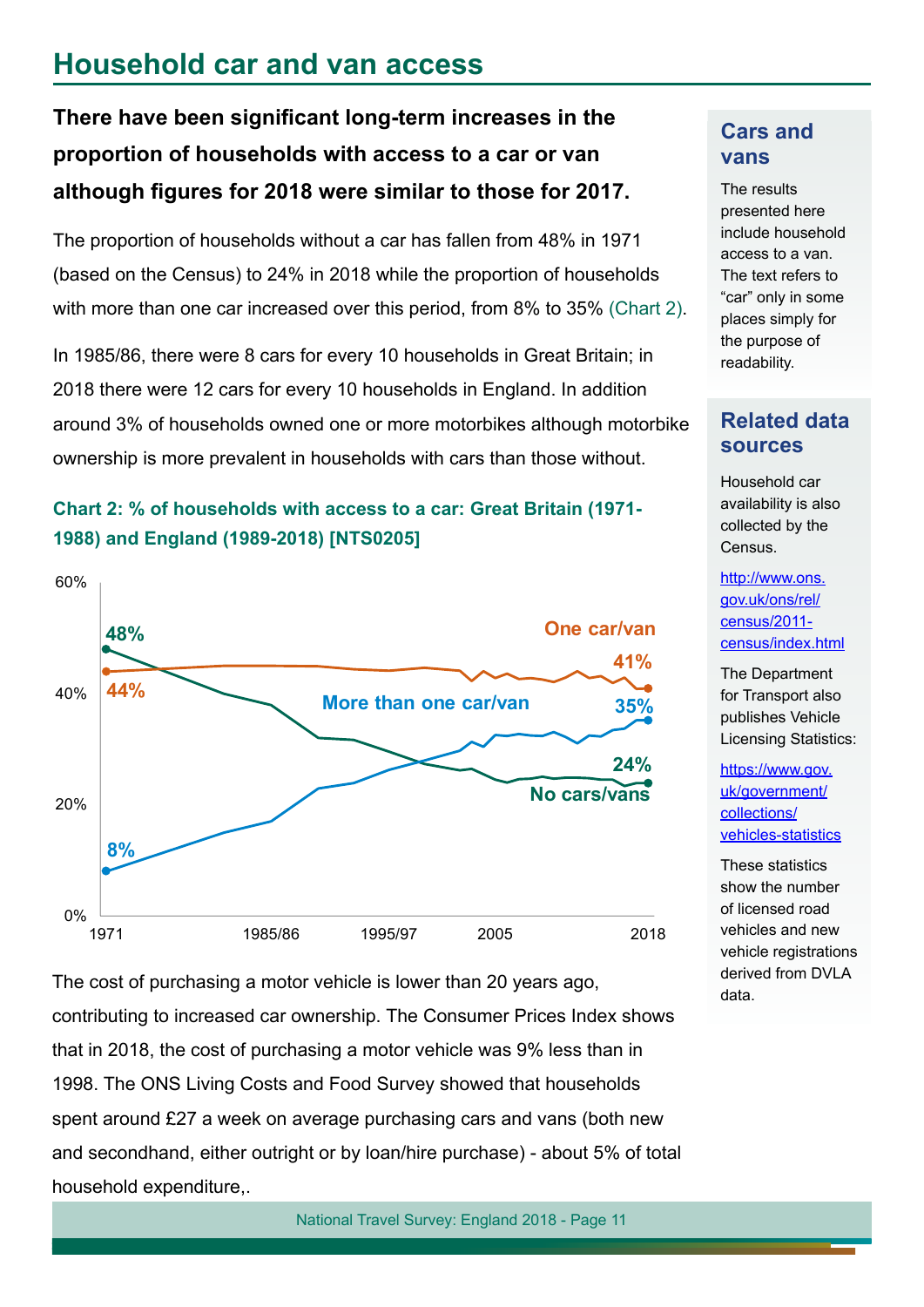# Household car and van access

**There have been significant long-term increases in the proportion of households with access to a car or van although figures for 2018 were similar to those for 2017.**

The proportion of households without a car has fallen from 48% in 1971 (based on the Census) to 24% in 2018 while the proportion of households with more than one car increased over this period, from 8% to 35% (Chart 2).

In 1985/86, there were 8 cars for every 10 households in Great Britain; in 2018 there were 12 cars for every 10 households in England. In addition around 3% of households owned one or more motorbikes although motorbike ownership is more prevalent in households with cars than those without.

**Chart 2: % of households with access to a car: Great Britain (1971-1988) and England (1989-2018) [NTS0205]**

The cost of purchasing a motor vehicle is lower than 20 years ago, contributing to increased car ownership. The Consumer Prices Index shows that in 2018, the cost of purchasing a motor vehicle was 9% less than in 1998. The ONS Living Costs and Food Survey showed that households spent around £27 a week on average purchasing cars and vans (both new and secondhand, either outright or by loan/hire purchase) - about 5% of total household expenditure,.

## Cars and vans

The results presented here include household access to a van. The text refers to "car" only in some places simply for the purpose of readability.

## Related data sources

Household car availability is also collected by the Census.

http://www.ons.gov.uk/ons/rel/census/2011-census/index.html

The Department for Transport also publishes Vehicle Licensing Statistics:

https://www.gov.uk/government/collections/vehicles-statistics

These statistics show the number of licensed road vehicles and new vehicle registrations derived from DVLA data.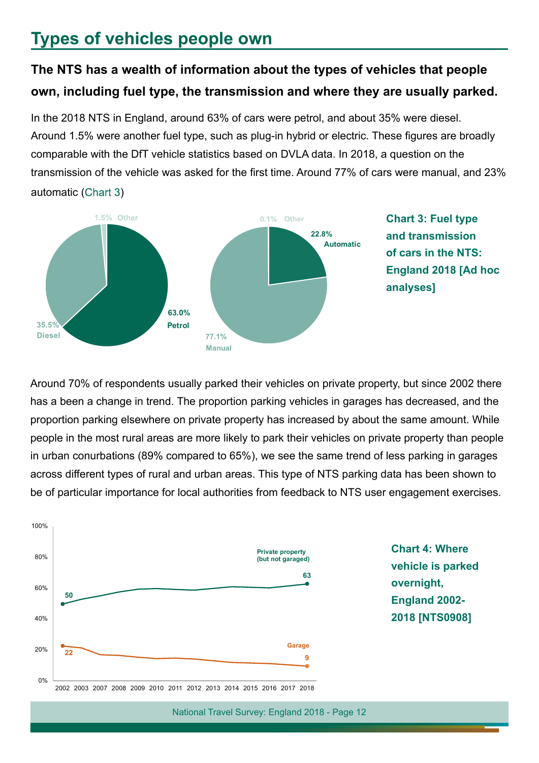## Types of vehicles people own

**The NTS has a wealth of information about the types of vehicles that people own, including fuel type, the transmission and where they are usually parked.**

In the 2018 NTS in England, around 63% of cars were petrol, and about 35% were diesel. Around 1.5% were another fuel type, such as plug-in hybrid or electric. These figures are broadly comparable with the DfT vehicle statistics based on DVLA data. In 2018, a question on the transmission of the vehicle was asked for the first time. Around 77% of cars were manual, and 23% automatic (Chart 3)

1.5% Other

35.5% Diesel

63.0% Petrol

0.1% Other

22.8% Automatic

77.1% Manual

**Chart 3: Fuel type and transmission of cars in the NTS: England 2018 [Ad hoc analyses]**

Around 70% of respondents usually parked their vehicles on private property, but since 2002 there has a been a change in trend. The proportion parking vehicles in garages has decreased, and the proportion parking elsewhere on private property has increased by about the same amount. While people in the most rural areas are more likely to park their vehicles on private property than people in urban conurbations (89% compared to 65%), we see the same trend of less parking in garages across different types of rural and urban areas. This type of NTS parking data has been shown to be of particular importance for local authorities from feedback to NTS user engagement exercises.

100%
80%
60%
40%
20%
0%

Private property (but not garaged): 50 (2002), 63 (2018)

Garage: 22 (2002), 9 (2018)

2002 2003 2007 2008 2009 2010 2011 2012 2013 2014 2015 2016 2017 2018

**Chart 4: Where vehicle is parked overnight, England 2002-2018 [NTS0908]**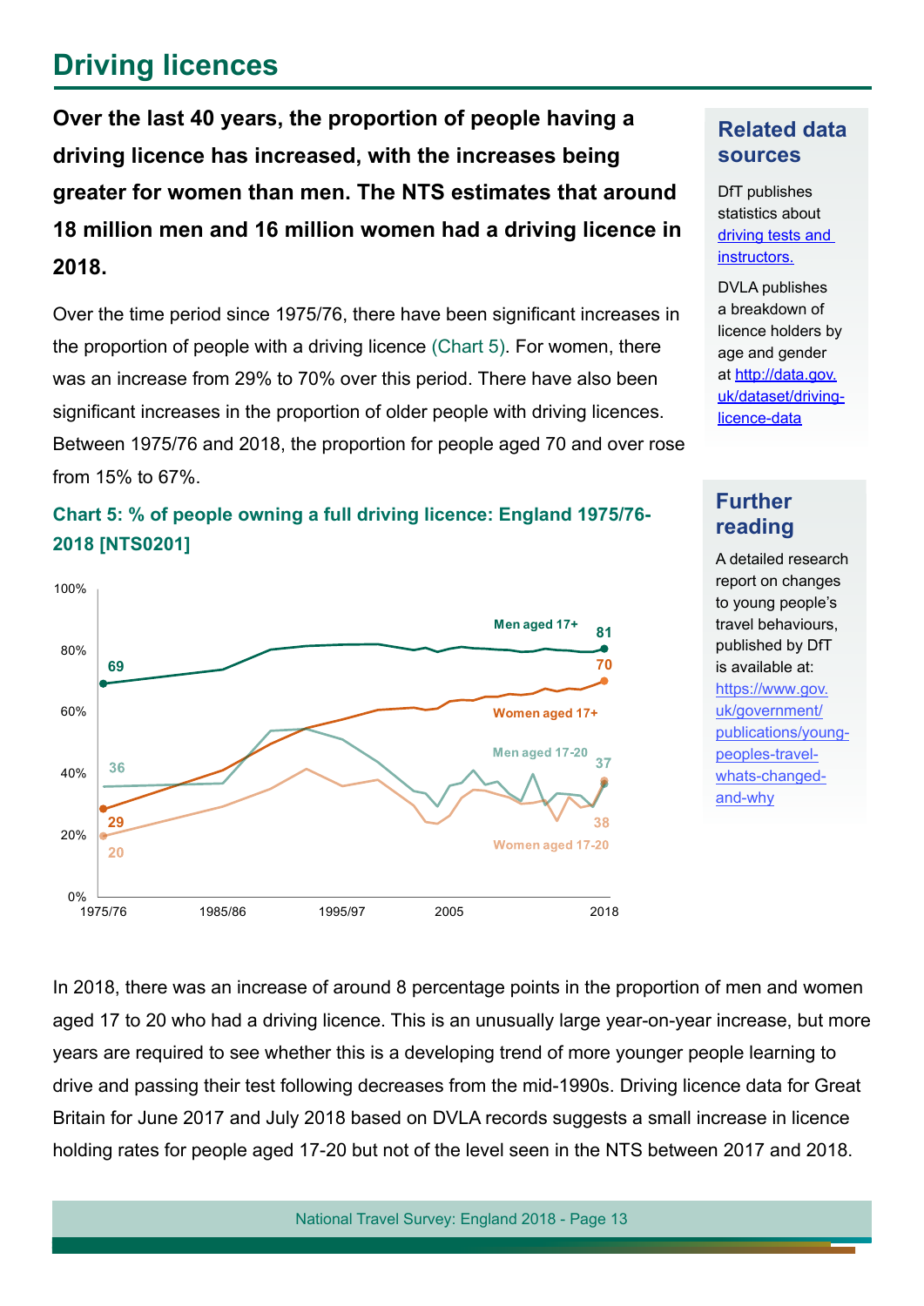# Driving licences

**Over the last 40 years, the proportion of people having a driving licence has increased, with the increases being greater for women than men. The NTS estimates that around 18 million men and 16 million women had a driving licence in 2018.**

Over the time period since 1975/76, there have been significant increases in the proportion of people with a driving licence (Chart 5). For women, there was an increase from 29% to 70% over this period. There have also been significant increases in the proportion of older people with driving licences. Between 1975/76 and 2018, the proportion for people aged 70 and over rose from 15% to 67%.

**Chart 5: % of people owning a full driving licence: England 1975/76-2018 [NTS0201]**

In 2018, there was an increase of around 8 percentage points in the proportion of men and women aged 17 to 20 who had a driving licence. This is an unusually large year-on-year increase, but more years are required to see whether this is a developing trend of more younger people learning to drive and passing their test following decreases from the mid-1990s. Driving licence data for Great Britain for June 2017 and July 2018 based on DVLA records suggests a small increase in licence holding rates for people aged 17-20 but not of the level seen in the NTS between 2017 and 2018.

## Related data sources

DfT publishes statistics about driving tests and instructors.

DVLA publishes a breakdown of licence holders by age and gender at http://data.gov.uk/dataset/driving-licence-data

## Further reading

A detailed research report on changes to young people's travel behaviours, published by DfT is available at: https://www.gov.uk/government/publications/young-peoples-travel-whats-changed-and-why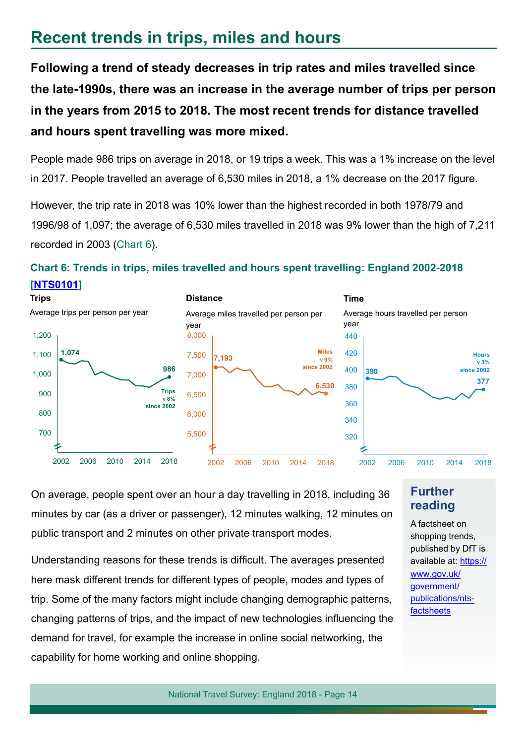# Recent trends in trips, miles and hours

**Following a trend of steady decreases in trip rates and miles travelled since the late-1990s, there was an increase in the average number of trips per person in the years from 2015 to 2018. The most recent trends for distance travelled and hours spent travelling was more mixed.**

People made 986 trips on average in 2018, or 19 trips a week. This was a 1% increase on the level in 2017. People travelled an average of 6,530 miles in 2018, a 1% decrease on the 2017 figure.

However, the trip rate in 2018 was 10% lower than the highest recorded in both 1978/79 and 1996/98 of 1,097; the average of 6,530 miles travelled in 2018 was 9% lower than the high of 7,211 recorded in 2003 (Chart 6).

**Chart 6: Trends in trips, miles travelled and hours spent travelling: England 2002-2018 [NTS0101]**

**Trips**

Average trips per person per year

1,074 (2002); 986 (2018). Trips v 8% since 2002

**Distance**

Average miles travelled per person per year

7,193 (2002); 6,530 (2018). Miles v 9% since 2002

**Time**

Average hours travelled per person year

390 (2002); 377 (2018). Hours v 3% since 2002

On average, people spent over an hour a day travelling in 2018, including 36 minutes by car (as a driver or passenger), 12 minutes walking, 12 minutes on public transport and 2 minutes on other private transport modes.

Understanding reasons for these trends is difficult. The averages presented here mask different trends for different types of people, modes and types of trip. Some of the many factors might include changing demographic patterns, changing patterns of trips, and the impact of new technologies influencing the demand for travel, for example the increase in online social networking, the capability for home working and online shopping.

## Further reading

A factsheet on shopping trends, published by DfT is available at: https://www.gov.uk/government/publications/nts-factsheets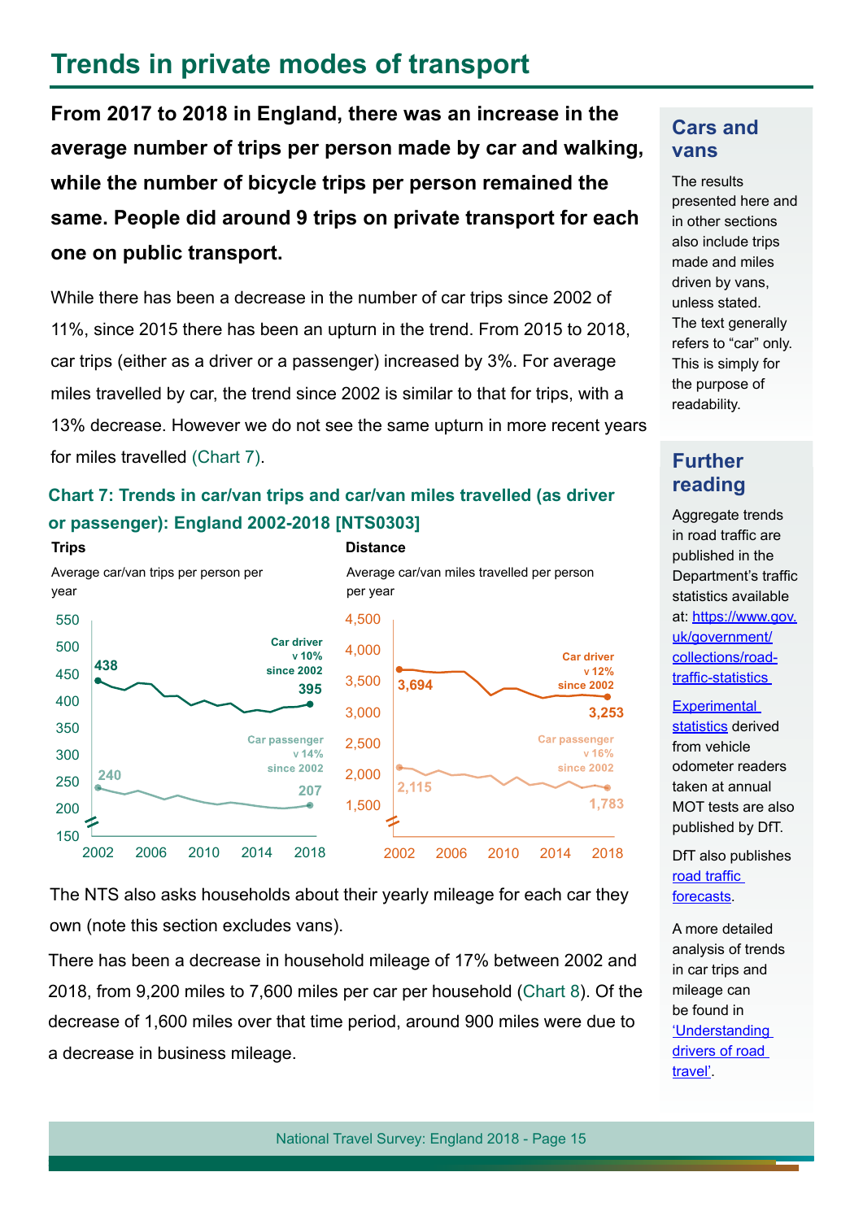# Trends in private modes of transport

**From 2017 to 2018 in England, there was an increase in the average number of trips per person made by car and walking, while the number of bicycle trips per person remained the same. People did around 9 trips on private transport for each one on public transport.**

While there has been a decrease in the number of car trips since 2002 of 11%, since 2015 there has been an upturn in the trend. From 2015 to 2018, car trips (either as a driver or a passenger) increased by 3%. For average miles travelled by car, the trend since 2002 is similar to that for trips, with a 13% decrease. However we do not see the same upturn in more recent years for miles travelled (Chart 7).

**Chart 7: Trends in car/van trips and car/van miles travelled (as driver or passenger): England 2002-2018 [NTS0303]**

**Trips**

Average car/van trips per person per year

- Car driver: 438 (2002), 395 (2018) — v 10% since 2002
- Car passenger: 240 (2002), 207 (2018) — v 14% since 2002

**Distance**

Average car/van miles travelled per person per year

- Car driver: 3,694 (2002), 3,253 (2018) — v 12% since 2002
- Car passenger: 2,115 (2002), 1,783 (2018) — v 16% since 2002

The NTS also asks households about their yearly mileage for each car they own (note this section excludes vans).

There has been a decrease in household mileage of 17% between 2002 and 2018, from 9,200 miles to 7,600 miles per car per household (Chart 8). Of the decrease of 1,600 miles over that time period, around 900 miles were due to a decrease in business mileage.

## Cars and vans

The results presented here and in other sections also include trips made and miles driven by vans, unless stated. The text generally refers to "car" only. This is simply for the purpose of readability.

## Further reading

Aggregate trends in road traffic are published in the Department's traffic statistics available at: https://www.gov.uk/government/collections/road-traffic-statistics

Experimental statistics derived from vehicle odometer readers taken at annual MOT tests are also published by DfT.

DfT also publishes road traffic forecasts.

A more detailed analysis of trends in car trips and mileage can be found in 'Understanding drivers of road travel'.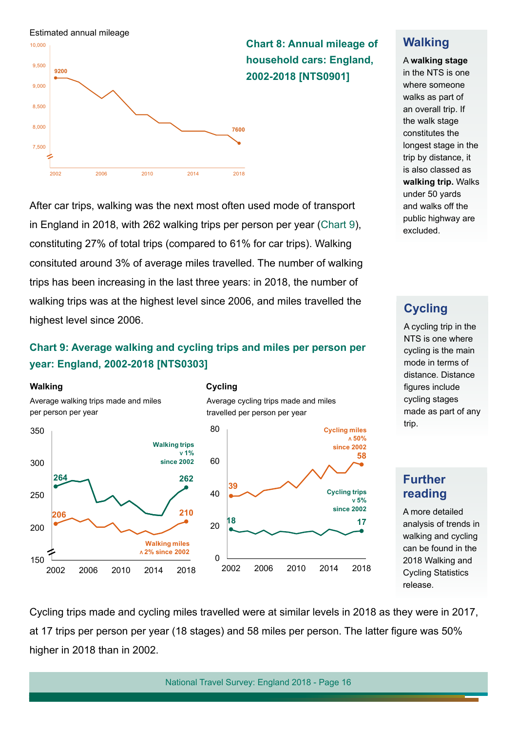Estimated annual mileage

**Chart 8: Annual mileage of household cars: England, 2002-2018 [NTS0901]**

After car trips, walking was the next most often used mode of transport in England in 2018, with 262 walking trips per person per year (Chart 9), constituting 27% of total trips (compared to 61% for car trips). Walking consituted around 3% of average miles travelled. The number of walking trips has been increasing in the last three years: in 2018, the number of walking trips was at the highest level since 2006, and miles travelled the highest level since 2006.

**Chart 9: Average walking and cycling trips and miles per person per year: England, 2002-2018 [NTS0303]**

**Walking**

Average walking trips made and miles per person per year

**Cycling**

Average cycling trips made and miles travelled per person per year

Cycling trips made and cycling miles travelled were at similar levels in 2018 as they were in 2017, at 17 trips per person per year (18 stages) and 58 miles per person. The latter figure was 50% higher in 2018 than in 2002.

## Walking

A **walking stage** in the NTS is one where someone walks as part of an overall trip. If the walk stage constitutes the longest stage in the trip by distance, it is also classed as **walking trip.** Walks under 50 yards and walks off the public highway are excluded.

## Cycling

A cycling trip in the NTS is one where cycling is the main mode in terms of distance. Distance figures include cycling stages made as part of any trip.

## Further reading

A more detailed analysis of trends in walking and cycling can be found in the 2018 Walking and Cycling Statistics release.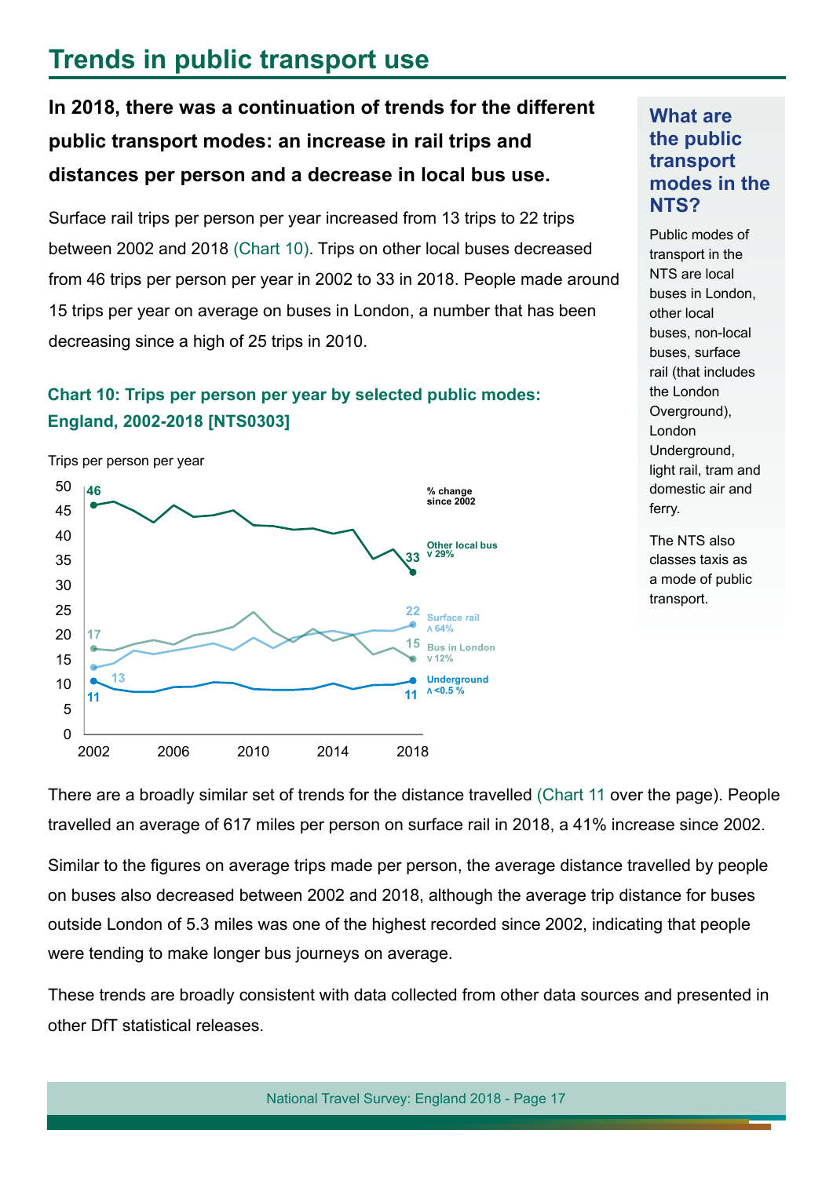# Trends in public transport use

**In 2018, there was a continuation of trends for the different public transport modes: an increase in rail trips and distances per person and a decrease in local bus use.**

Surface rail trips per person per year increased from 13 trips to 22 trips between 2002 and 2018 (Chart 10). Trips on other local buses decreased from 46 trips per person per year in 2002 to 33 in 2018. People made around 15 trips per year on average on buses in London, a number that has been decreasing since a high of 25 trips in 2010.

### Chart 10: Trips per person per year by selected public modes: England, 2002-2018 [NTS0303]

Trips per person per year

| Mode | 2002 | 2018 | % change since 2002 |
|---|---|---|---|
| Other local bus | 46 | 33 | v 29% |
| Surface rail | 13 | 22 | ʌ 64% |
| Bus in London | 17 | 15 | v 12% |
| Underground | 11 | 11 | ʌ <0.5 % |

There are a broadly similar set of trends for the distance travelled (Chart 11 over the page). People travelled an average of 617 miles per person on surface rail in 2018, a 41% increase since 2002.

Similar to the figures on average trips made per person, the average distance travelled by people on buses also decreased between 2002 and 2018, although the average trip distance for buses outside London of 5.3 miles was one of the highest recorded since 2002, indicating that people were tending to make longer bus journeys on average.

These trends are broadly consistent with data collected from other data sources and presented in other DfT statistical releases.

## What are the public transport modes in the NTS?

Public modes of transport in the NTS are local buses in London, other local buses, non-local buses, surface rail (that includes the London Overground), London Underground, light rail, tram and domestic air and ferry.

The NTS also classes taxis as a mode of public transport.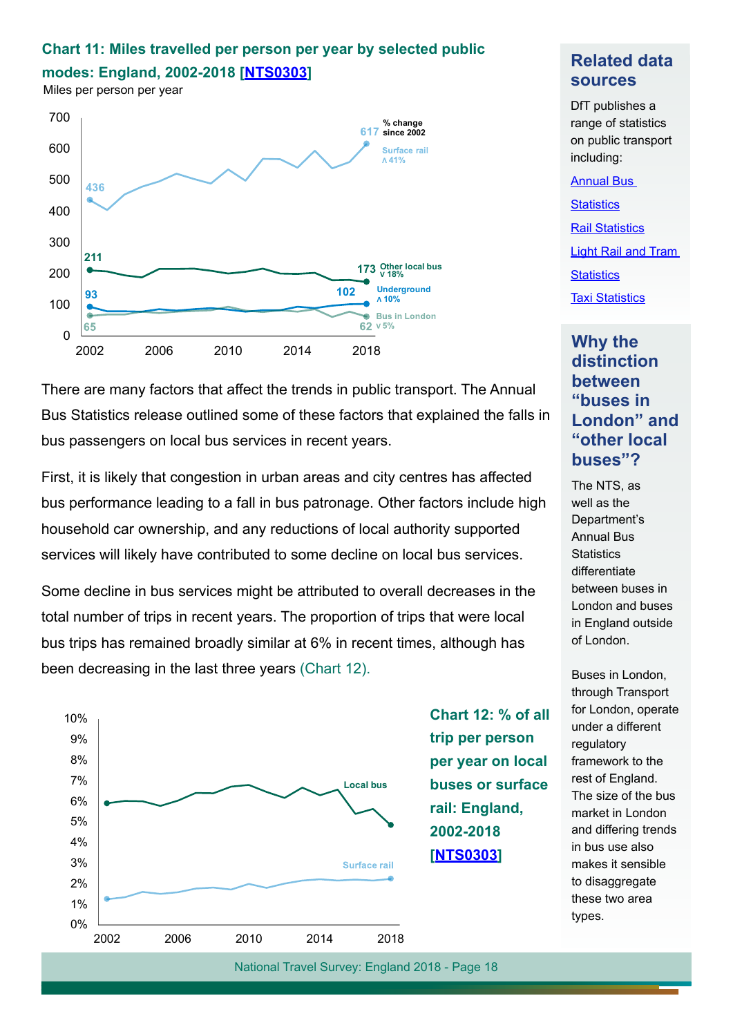## Chart 11: Miles travelled per person per year by selected public modes: England, 2002-2018 [NTS0303]

Miles per person per year

There are many factors that affect the trends in public transport. The Annual Bus Statistics release outlined some of these factors that explained the falls in bus passengers on local bus services in recent years.

First, it is likely that congestion in urban areas and city centres has affected bus performance leading to a fall in bus patronage. Other factors include high household car ownership, and any reductions of local authority supported services will likely have contributed to some decline on local bus services.

Some decline in bus services might be attributed to overall decreases in the total number of trips in recent years. The proportion of trips that were local bus trips has remained broadly similar at 6% in recent times, although has been decreasing in the last three years (Chart 12).

## Chart 12: % of all trip per person per year on local buses or surface rail: England, 2002-2018 [NTS0303]

### Related data sources

DfT publishes a range of statistics on public transport including:

- Annual Bus Statistics
- Rail Statistics
- Light Rail and Tram Statistics
- Taxi Statistics

### Why the distinction between "buses in London" and "other local buses"?

The NTS, as well as the Department's Annual Bus Statistics differentiate between buses in London and buses in England outside of London.

Buses in London, through Transport for London, operate under a different regulatory framework to the rest of England. The size of the bus market in London and differing trends in bus use also makes it sensible to disaggregate these two area types.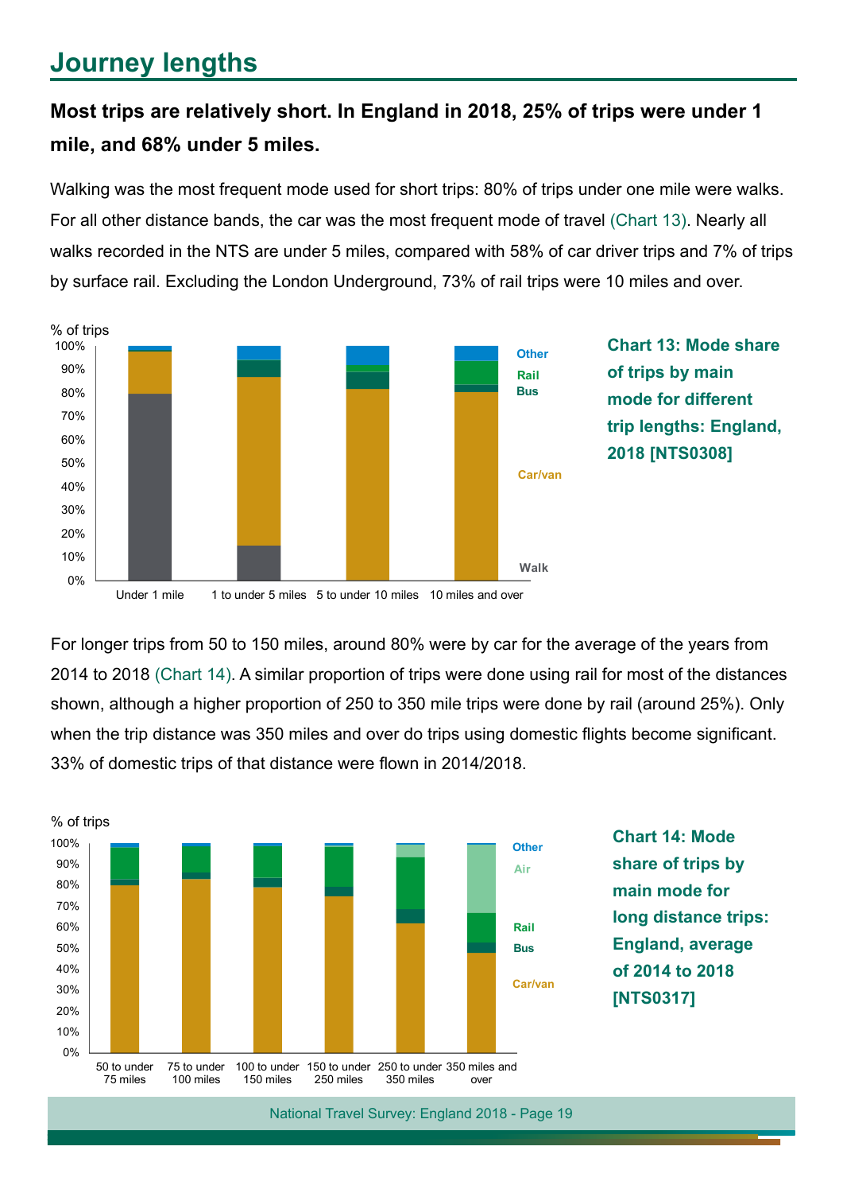# Journey lengths

**Most trips are relatively short. In England in 2018, 25% of trips were under 1 mile, and 68% under 5 miles.**

Walking was the most frequent mode used for short trips: 80% of trips under one mile were walks. For all other distance bands, the car was the most frequent mode of travel (Chart 13). Nearly all walks recorded in the NTS are under 5 miles, compared with 58% of car driver trips and 7% of trips by surface rail. Excluding the London Underground, 73% of rail trips were 10 miles and over.

**Chart 13: Mode share of trips by main mode for different trip lengths: England, 2018 [NTS0308]**

For longer trips from 50 to 150 miles, around 80% were by car for the average of the years from 2014 to 2018 (Chart 14). A similar proportion of trips were done using rail for most of the distances shown, although a higher proportion of 250 to 350 mile trips were done by rail (around 25%). Only when the trip distance was 350 miles and over do trips using domestic flights become significant. 33% of domestic trips of that distance were flown in 2014/2018.

**Chart 14: Mode share of trips by main mode for long distance trips: England, average of 2014 to 2018 [NTS0317]**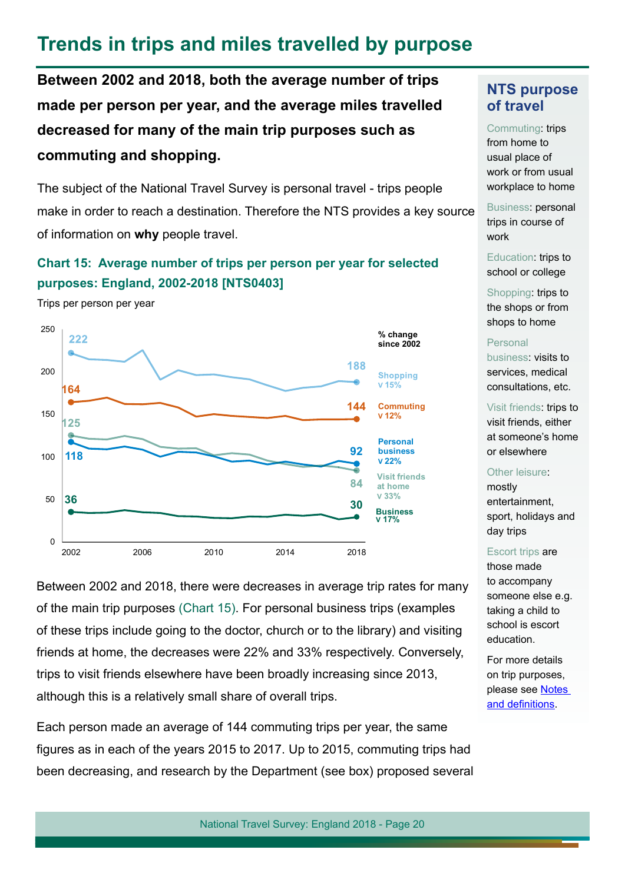# Trends in trips and miles travelled by purpose

**Between 2002 and 2018, both the average number of trips made per person per year, and the average miles travelled decreased for many of the main trip purposes such as commuting and shopping.**

The subject of the National Travel Survey is personal travel - trips people make in order to reach a destination. Therefore the NTS provides a key source of information on **why** people travel.

**Chart 15: Average number of trips per person per year for selected purposes: England, 2002-2018 [NTS0403]**

Trips per person per year

| Purpose | 2002 | 2018 | % change since 2002 |
|---|---|---|---|
| Shopping | 222 | 188 | v 15% |
| Commuting | 164 | 144 | v 12% |
| Personal business | 118 | 92 | v 22% |
| Visit friends at home | 125 | 84 | v 33% |
| Business | 36 | 30 | v 17% |

Between 2002 and 2018, there were decreases in average trip rates for many of the main trip purposes (Chart 15). For personal business trips (examples of these trips include going to the doctor, church or to the library) and visiting friends at home, the decreases were 22% and 33% respectively. Conversely, trips to visit friends elsewhere have been broadly increasing since 2013, although this is a relatively small share of overall trips.

Each person made an average of 144 commuting trips per year, the same figures as in each of the years 2015 to 2017. Up to 2015, commuting trips had been decreasing, and research by the Department (see box) proposed several

## NTS purpose of travel

Commuting: trips from home to usual place of work or from usual workplace to home

Business: personal trips in course of work

Education: trips to school or college

Shopping: trips to the shops or from shops to home

Personal business: visits to services, medical consultations, etc.

Visit friends: trips to visit friends, either at someone's home or elsewhere

Other leisure: mostly entertainment, sport, holidays and day trips

Escort trips are those made to accompany someone else e.g. taking a child to school is escort education.

For more details on trip purposes, please see Notes and definitions.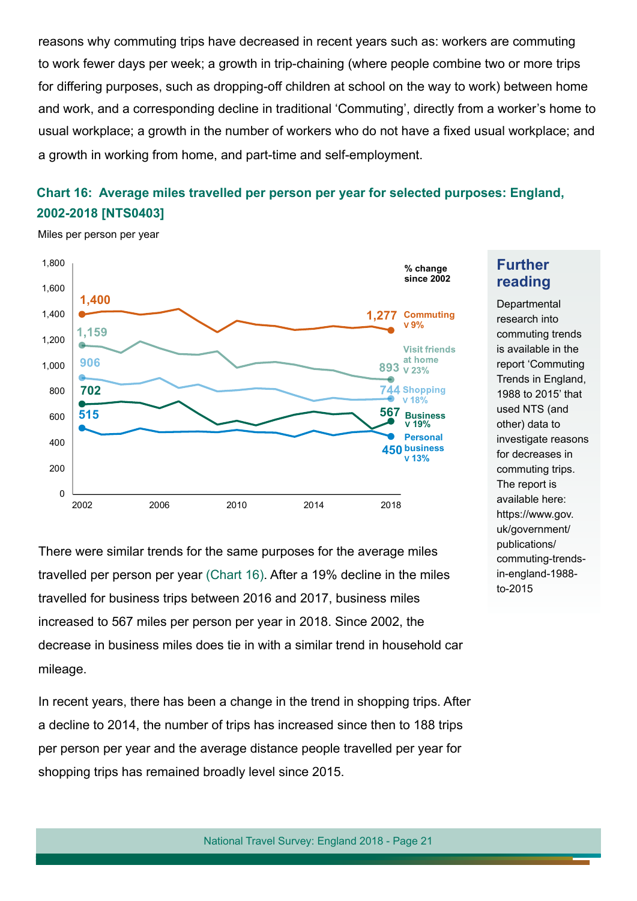reasons why commuting trips have decreased in recent years such as: workers are commuting to work fewer days per week; a growth in trip-chaining (where people combine two or more trips for differing purposes, such as dropping-off children at school on the way to work) between home and work, and a corresponding decline in traditional 'Commuting', directly from a worker's home to usual workplace; a growth in the number of workers who do not have a fixed usual workplace; and a growth in working from home, and part-time and self-employment.

### Chart 16: Average miles travelled per person per year for selected purposes: England, 2002-2018 [NTS0403]

Miles per person per year

| Purpose | 2002 | 2018 | % change since 2002 |
|---|---|---|---|
| Commuting | 1,400 | 1,277 | v 9% |
| Visit friends at home | 1,159 | 893 | v 23% |
| Shopping | 906 | 744 | v 18% |
| Business | 702 | 567 | v 19% |
| Personal business | 515 | 450 | v 13% |

There were similar trends for the same purposes for the average miles travelled per person per year (Chart 16). After a 19% decline in the miles travelled for business trips between 2016 and 2017, business miles increased to 567 miles per person per year in 2018. Since 2002, the decrease in business miles does tie in with a similar trend in household car mileage.

In recent years, there has been a change in the trend in shopping trips. After a decline to 2014, the number of trips has increased since then to 188 trips per person per year and the average distance people travelled per year for shopping trips has remained broadly level since 2015.

## Further reading

Departmental research into commuting trends is available in the report 'Commuting Trends in England, 1988 to 2015' that used NTS (and other) data to investigate reasons for decreases in commuting trips. The report is available here: https://www.gov.uk/government/publications/commuting-trends-in-england-1988-to-2015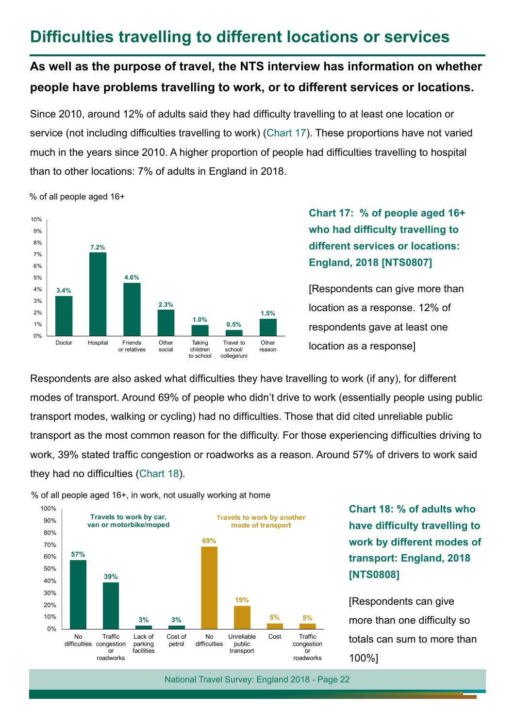# Difficulties travelling to different locations or services

**As well as the purpose of travel, the NTS interview has information on whether people have problems travelling to work, or to different services or locations.**

Since 2010, around 12% of adults said they had difficulty travelling to at least one location or service (not including difficulties travelling to work) (Chart 17). These proportions have not varied much in the years since 2010. A higher proportion of people had difficulties travelling to hospital than to other locations: 7% of adults in England in 2018.

% of all people aged 16+

| Location | % |
|---|---|
| Doctor | 3.4% |
| Hospital | 7.2% |
| Friends or relatives | 4.6% |
| Other social | 2.3% |
| Taking children to school | 1.0% |
| Travel to school/ college/uni | 0.5% |
| Other reason | 1.5% |

**Chart 17: % of people aged 16+ who had difficulty travelling to different services or locations: England, 2018 [NTS0807]**

[Respondents can give more than location as a response. 12% of respondents gave at least one location as a response]

Respondents are also asked what difficulties they have travelling to work (if any), for different modes of transport. Around 69% of people who didn't drive to work (essentially people using public transport modes, walking or cycling) had no difficulties. Those that did cited unreliable public transport as the most common reason for the difficulty. For those experiencing difficulties driving to work, 39% stated traffic congestion or roadworks as a reason. Around 57% of drivers to work said they had no difficulties (Chart 18).

% of all people aged 16+, in work, not usually working at home

| Travels to work by car, van or motorbike/moped | % |
|---|---|
| No difficulties | 57% |
| Traffic congestion or roadworks | 39% |
| Lack of parking facilities | 3% |
| Cost of petrol | 3% |

| Travels to work by another mode of transport | % |
|---|---|
| No difficulties | 69% |
| Unreliable public transport | 19% |
| Cost | 5% |
| Traffic congestion or roadworks | 5% |

**Chart 18: % of adults who have difficulty travelling to work by different modes of transport: England, 2018 [NTS0808]**

[Respondents can give more than one difficulty so totals can sum to more than 100%]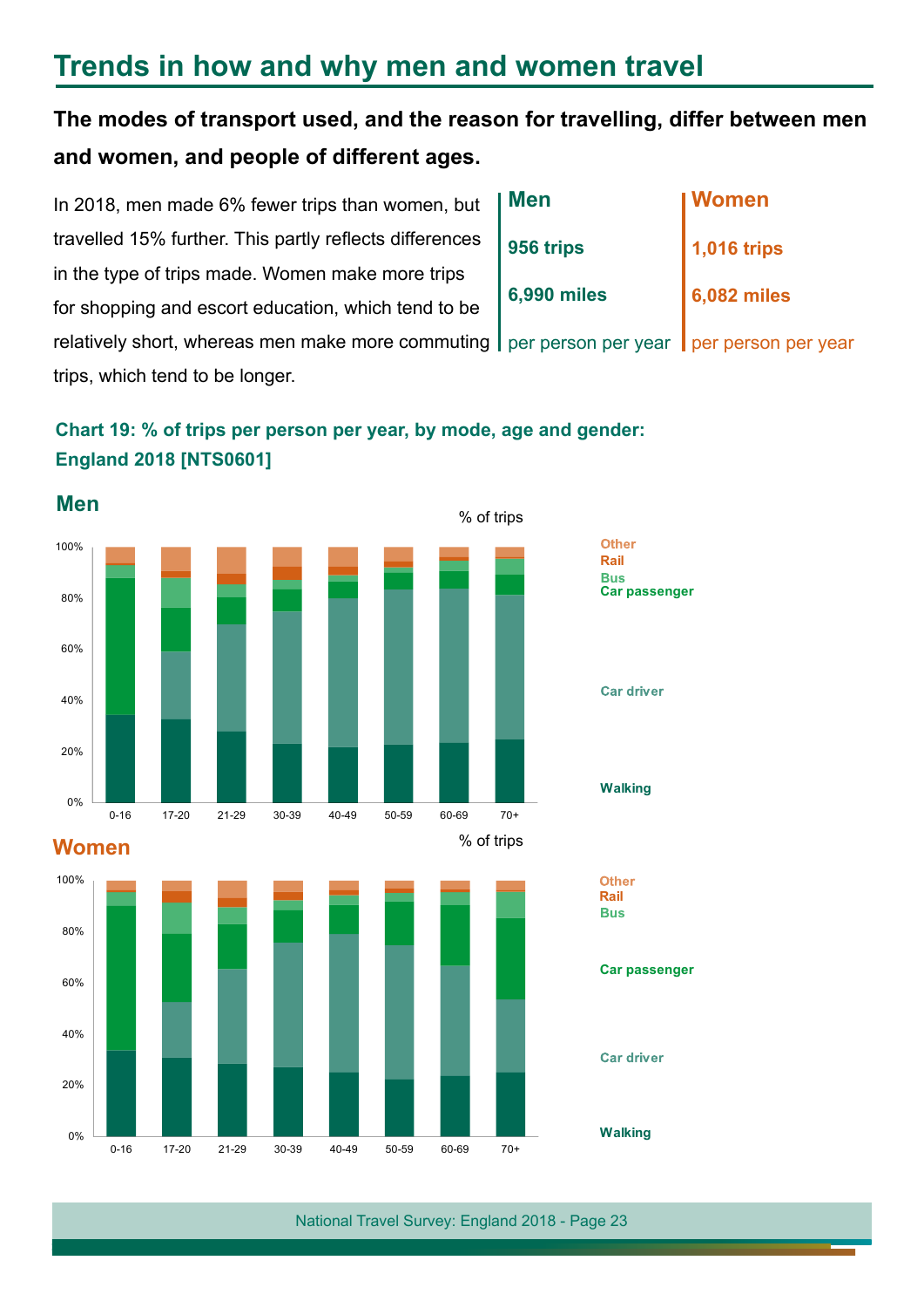# Trends in how and why men and women travel

**The modes of transport used, and the reason for travelling, differ between men and women, and people of different ages.**

In 2018, men made 6% fewer trips than women, but travelled 15% further. This partly reflects differences in the type of trips made. Women make more trips for shopping and escort education, which tend to be relatively short, whereas men make more commuting trips, which tend to be longer.

| Men | Women |
|---|---|
| **956 trips** | **1,016 trips** |
| **6,990 miles** | **6,082 miles** |
| per person per year | per person per year |

**Chart 19: % of trips per person per year, by mode, age and gender: England 2018 [NTS0601]**

## Men

% of trips

100%
80%
60%
40%
20%
0%

0-16 | 17-20 | 21-29 | 30-39 | 40-49 | 50-59 | 60-69 | 70+

Other
Rail
Bus
Car passenger
Car driver
Walking

## Women

% of trips

100%
80%
60%
40%
20%
0%

0-16 | 17-20 | 21-29 | 30-39 | 40-49 | 50-59 | 60-69 | 70+

Other
Rail
Bus
Car passenger
Car driver
Walking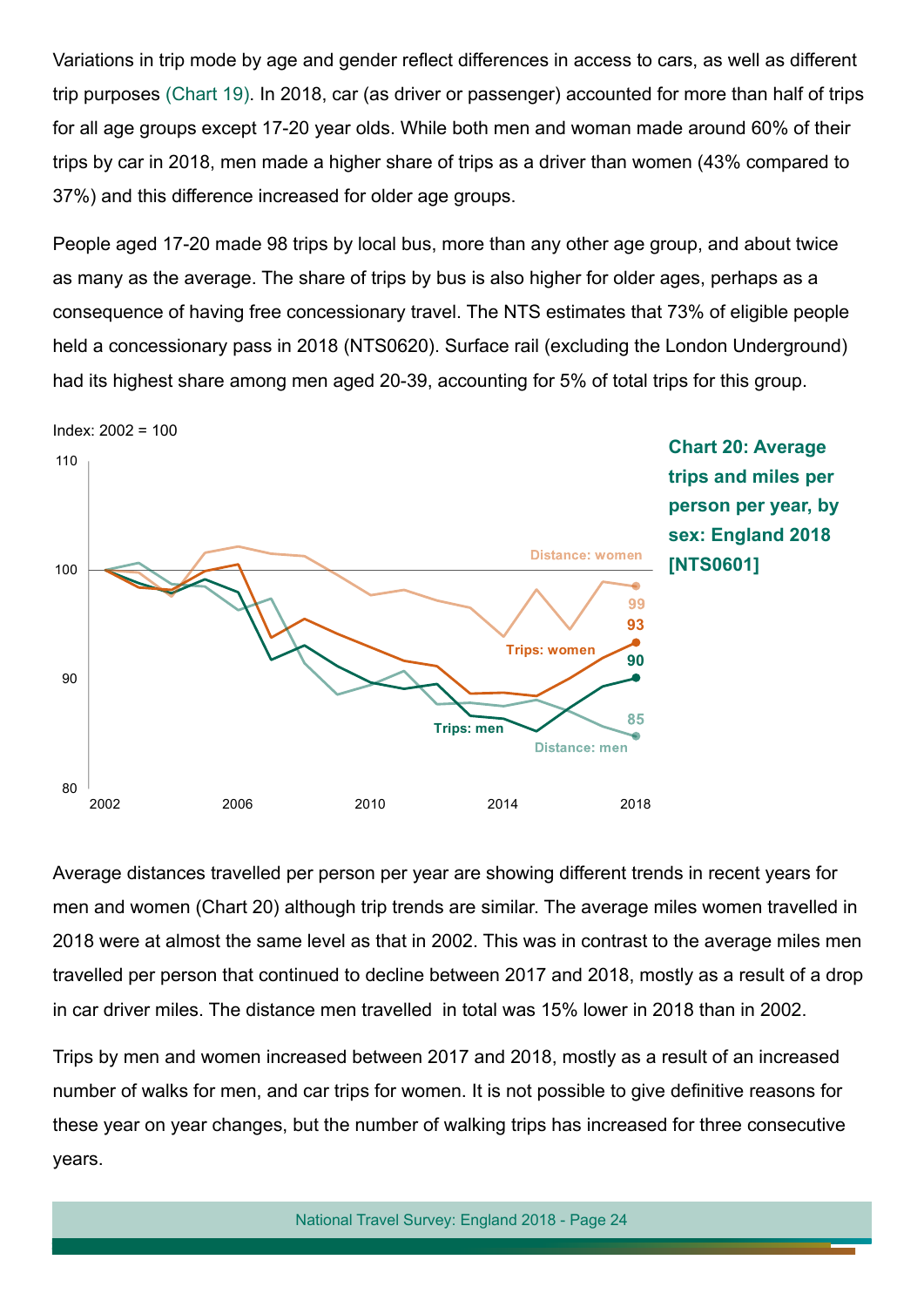Variations in trip mode by age and gender reflect differences in access to cars, as well as different trip purposes (Chart 19). In 2018, car (as driver or passenger) accounted for more than half of trips for all age groups except 17-20 year olds. While both men and woman made around 60% of their trips by car in 2018, men made a higher share of trips as a driver than women (43% compared to 37%) and this difference increased for older age groups.

People aged 17-20 made 98 trips by local bus, more than any other age group, and about twice as many as the average. The share of trips by bus is also higher for older ages, perhaps as a consequence of having free concessionary travel. The NTS estimates that 73% of eligible people held a concessionary pass in 2018 (NTS0620). Surface rail (excluding the London Underground) had its highest share among men aged 20-39, accounting for 5% of total trips for this group.

**Chart 20: Average trips and miles per person per year, by sex: England 2018 [NTS0601]**

Index: 2002 = 100

Distance: women 99; Trips: women 93; Trips: men 90; Distance: men 85

Average distances travelled per person per year are showing different trends in recent years for men and women (Chart 20) although trip trends are similar. The average miles women travelled in 2018 were at almost the same level as that in 2002. This was in contrast to the average miles men travelled per person that continued to decline between 2017 and 2018, mostly as a result of a drop in car driver miles. The distance men travelled in total was 15% lower in 2018 than in 2002.

Trips by men and women increased between 2017 and 2018, mostly as a result of an increased number of walks for men, and car trips for women. It is not possible to give definitive reasons for these year on year changes, but the number of walking trips has increased for three consecutive years.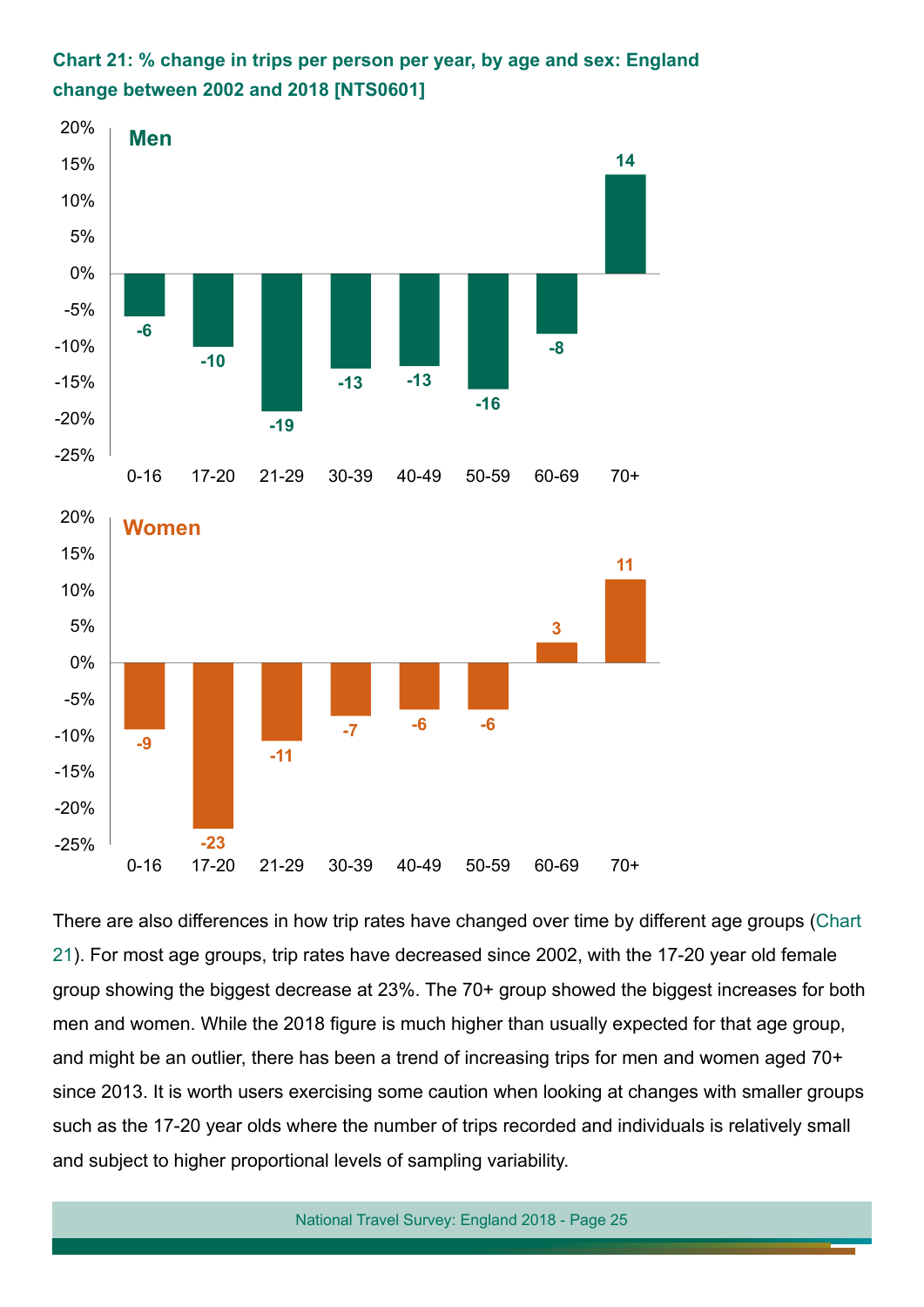**Chart 21: % change in trips per person per year, by age and sex: England change between 2002 and 2018 [NTS0601]**

**Men**

| Age | 0-16 | 17-20 | 21-29 | 30-39 | 40-49 | 50-59 | 60-69 | 70+ |
|---|---|---|---|---|---|---|---|---|
| % change | -6 | -10 | -19 | -13 | -13 | -16 | -8 | 14 |

**Women**

| Age | 0-16 | 17-20 | 21-29 | 30-39 | 40-49 | 50-59 | 60-69 | 70+ |
|---|---|---|---|---|---|---|---|---|
| % change | -9 | -23 | -11 | -7 | -6 | -6 | 3 | 11 |

There are also differences in how trip rates have changed over time by different age groups (Chart 21). For most age groups, trip rates have decreased since 2002, with the 17-20 year old female group showing the biggest decrease at 23%. The 70+ group showed the biggest increases for both men and women. While the 2018 figure is much higher than usually expected for that age group, and might be an outlier, there has been a trend of increasing trips for men and women aged 70+ since 2013. It is worth users exercising some caution when looking at changes with smaller groups such as the 17-20 year olds where the number of trips recorded and individuals is relatively small and subject to higher proportional levels of sampling variability.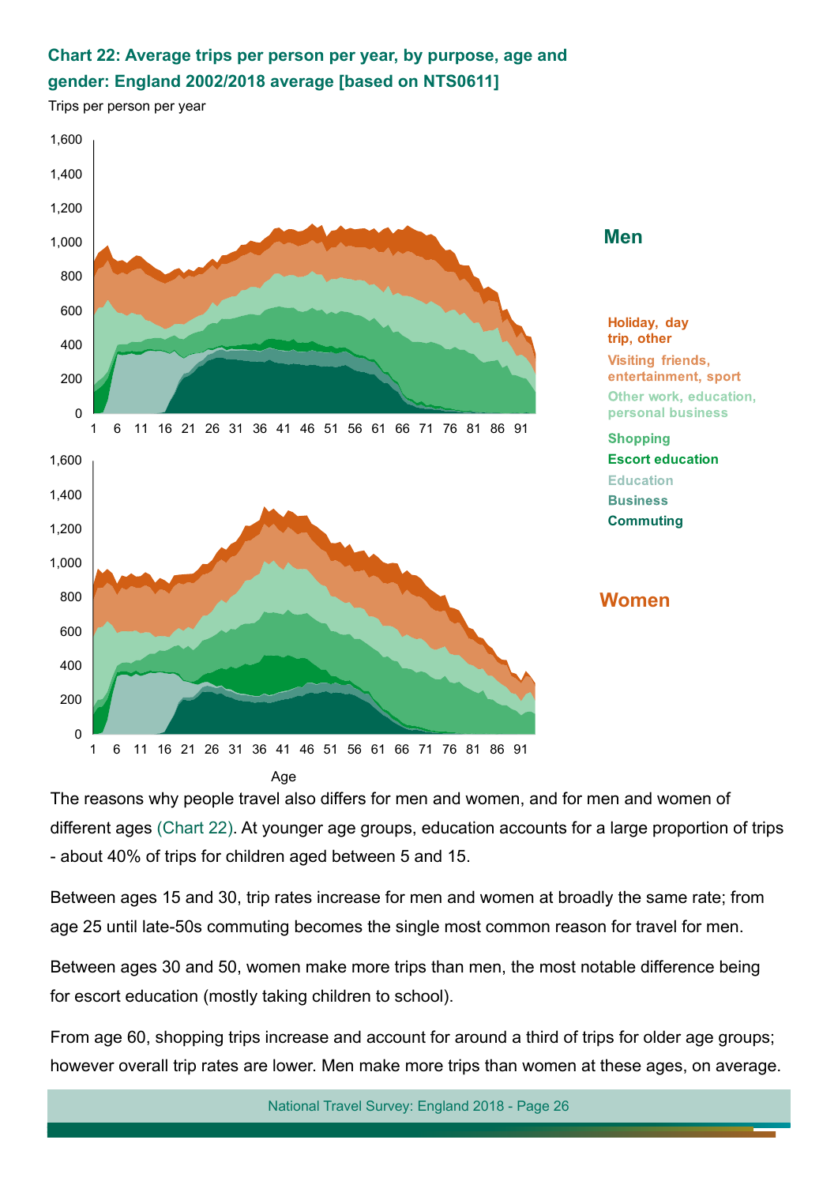**Chart 22: Average trips per person per year, by purpose, age and gender: England 2002/2018 average [based on NTS0611]**

Trips per person per year

Men

Women

Holiday, day trip, other
Visiting friends, entertainment, sport
Other work, education, personal business
Shopping
Escort education
Education
Business
Commuting

Age

The reasons why people travel also differs for men and women, and for men and women of different ages (Chart 22). At younger age groups, education accounts for a large proportion of trips - about 40% of trips for children aged between 5 and 15.

Between ages 15 and 30, trip rates increase for men and women at broadly the same rate; from age 25 until late-50s commuting becomes the single most common reason for travel for men.

Between ages 30 and 50, women make more trips than men, the most notable difference being for escort education (mostly taking children to school).

From age 60, shopping trips increase and account for around a third of trips for older age groups; however overall trip rates are lower. Men make more trips than women at these ages, on average.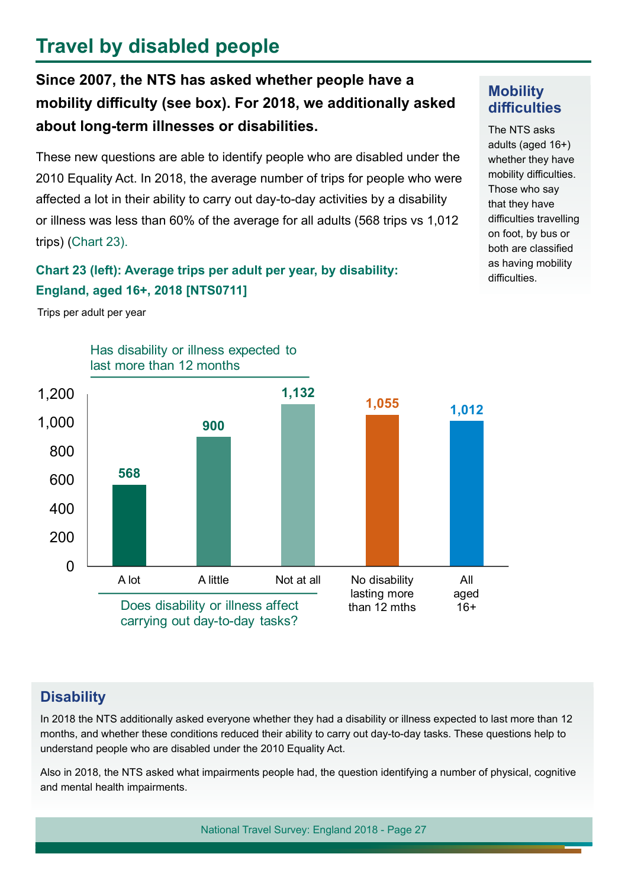# Travel by disabled people

**Since 2007, the NTS has asked whether people have a mobility difficulty (see box). For 2018, we additionally asked about long-term illnesses or disabilities.**

These new questions are able to identify people who are disabled under the 2010 Equality Act. In 2018, the average number of trips for people who were affected a lot in their ability to carry out day-to-day activities by a disability or illness was less than 60% of the average for all adults (568 trips vs 1,012 trips) (Chart 23).

### Mobility difficulties

The NTS asks adults (aged 16+) whether they have mobility difficulties. Those who say that they have difficulties travelling on foot, by bus or both are classified as having mobility difficulties.

**Chart 23 (left): Average trips per adult per year, by disability: England, aged 16+, 2018 [NTS0711]**

Trips per adult per year

| Has disability or illness expected to last more than 12 months – Does disability or illness affect carrying out day-to-day tasks? | | | | |
|---|---|---|---|---|
| A lot | A little | Not at all | No disability lasting more than 12 mths | All aged 16+ |
| 568 | 900 | 1,132 | 1,055 | 1,012 |

### Disability

In 2018 the NTS additionally asked everyone whether they had a disability or illness expected to last more than 12 months, and whether these conditions reduced their ability to carry out day-to-day tasks. These questions help to understand people who are disabled under the 2010 Equality Act.

Also in 2018, the NTS asked what impairments people had, the question identifying a number of physical, cognitive and mental health impairments.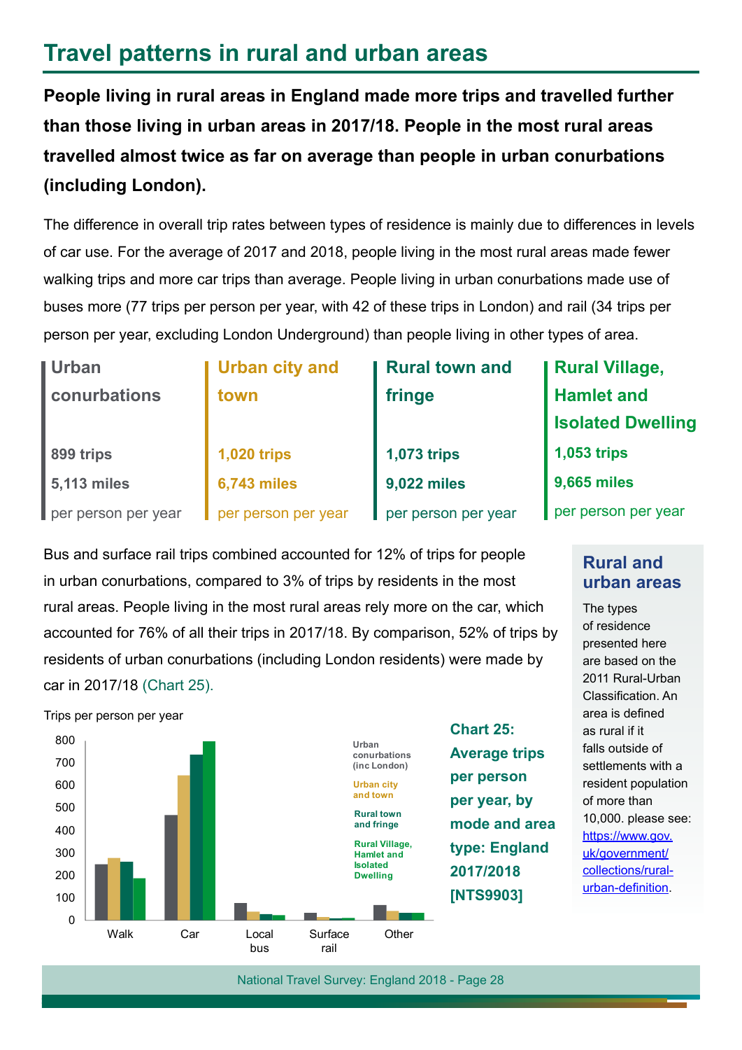# Travel patterns in rural and urban areas

**People living in rural areas in England made more trips and travelled further than those living in urban areas in 2017/18. People in the most rural areas travelled almost twice as far on average than people in urban conurbations (including London).**

The difference in overall trip rates between types of residence is mainly due to differences in levels of car use. For the average of 2017 and 2018, people living in the most rural areas made fewer walking trips and more car trips than average. People living in urban conurbations made use of buses more (77 trips per person per year, with 42 of these trips in London) and rail (34 trips per person per year, excluding London Underground) than people living in other types of area.

| Urban conurbations | Urban city and town | Rural town and fringe | Rural Village, Hamlet and Isolated Dwelling |
|---|---|---|---|
| **899 trips** | **1,020 trips** | **1,073 trips** | **1,053 trips** |
| **5,113 miles** | **6,743 miles** | **9,022 miles** | **9,665 miles** |
| per person per year | per person per year | per person per year | per person per year |

Bus and surface rail trips combined accounted for 12% of trips for people in urban conurbations, compared to 3% of trips by residents in the most rural areas. People living in the most rural areas rely more on the car, which accounted for 76% of all their trips in 2017/18. By comparison, 52% of trips by residents of urban conurbations (including London residents) were made by car in 2017/18 (Chart 25).

**Chart 25: Average trips per person per year, by mode and area type: England 2017/2018 [NTS9903]**

Trips per person per year

Modes: Walk, Car, Local bus, Surface rail, Other

Legend: Urban conurbations (inc London); Urban city and town; Rural town and fringe; Rural Village, Hamlet and Isolated Dwelling

### Rural and urban areas

The types of residence presented here are based on the 2011 Rural-Urban Classification. An area is defined as rural if it falls outside of settlements with a resident population of more than 10,000. please see: [https://www.gov.uk/government/collections/rural-urban-definition](https://www.gov.uk/government/collections/rural-urban-definition).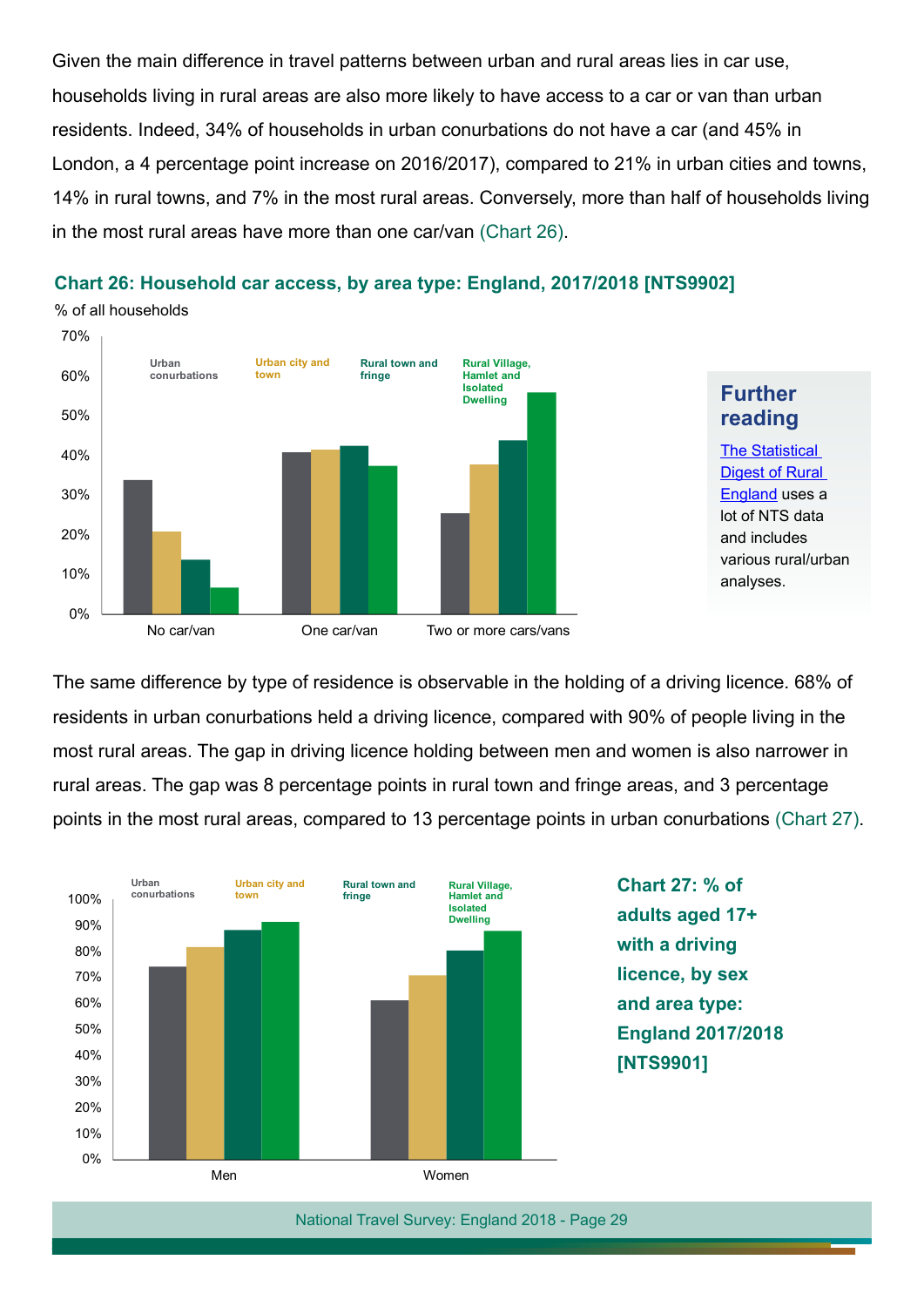Given the main difference in travel patterns between urban and rural areas lies in car use, households living in rural areas are also more likely to have access to a car or van than urban residents. Indeed, 34% of households in urban conurbations do not have a car (and 45% in London, a 4 percentage point increase on 2016/2017), compared to 21% in urban cities and towns, 14% in rural towns, and 7% in the most rural areas. Conversely, more than half of households living in the most rural areas have more than one car/van (Chart 26).

**Chart 26: Household car access, by area type: England, 2017/2018 [NTS9902]**

% of all households

Legend: Urban conurbations; Urban city and town; Rural town and fringe; Rural Village, Hamlet and Isolated Dwelling

Categories: No car/van; One car/van; Two or more cars/vans

## Further reading

[The Statistical Digest of Rural England]() uses a lot of NTS data and includes various rural/urban analyses.

The same difference by type of residence is observable in the holding of a driving licence. 68% of residents in urban conurbations held a driving licence, compared with 90% of people living in the most rural areas. The gap in driving licence holding between men and women is also narrower in rural areas. The gap was 8 percentage points in rural town and fringe areas, and 3 percentage points in the most rural areas, compared to 13 percentage points in urban conurbations (Chart 27).

Legend: Urban conurbations; Urban city and town; Rural town and fringe; Rural Village, Hamlet and Isolated Dwelling

Categories: Men; Women

**Chart 27: % of adults aged 17+ with a driving licence, by sex and area type: England 2017/2018 [NTS9901]**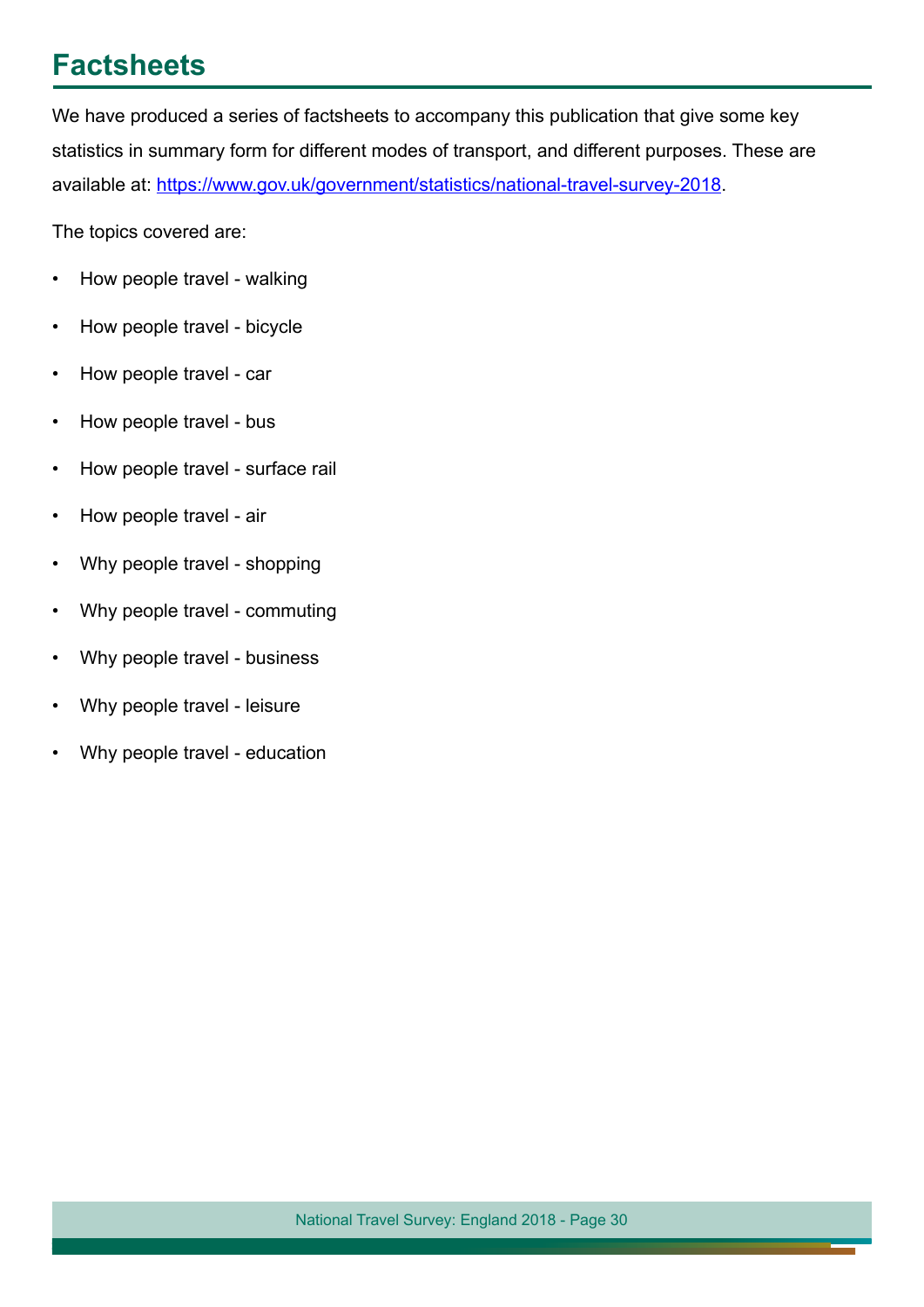## Factsheets

We have produced a series of factsheets to accompany this publication that give some key statistics in summary form for different modes of transport, and different purposes. These are available at: [https://www.gov.uk/government/statistics/national-travel-survey-2018](https://www.gov.uk/government/statistics/national-travel-survey-2018).

The topics covered are:

- How people travel - walking
- How people travel - bicycle
- How people travel - car
- How people travel - bus
- How people travel - surface rail
- How people travel - air
- Why people travel - shopping
- Why people travel - commuting
- Why people travel - business
- Why people travel - leisure
- Why people travel - education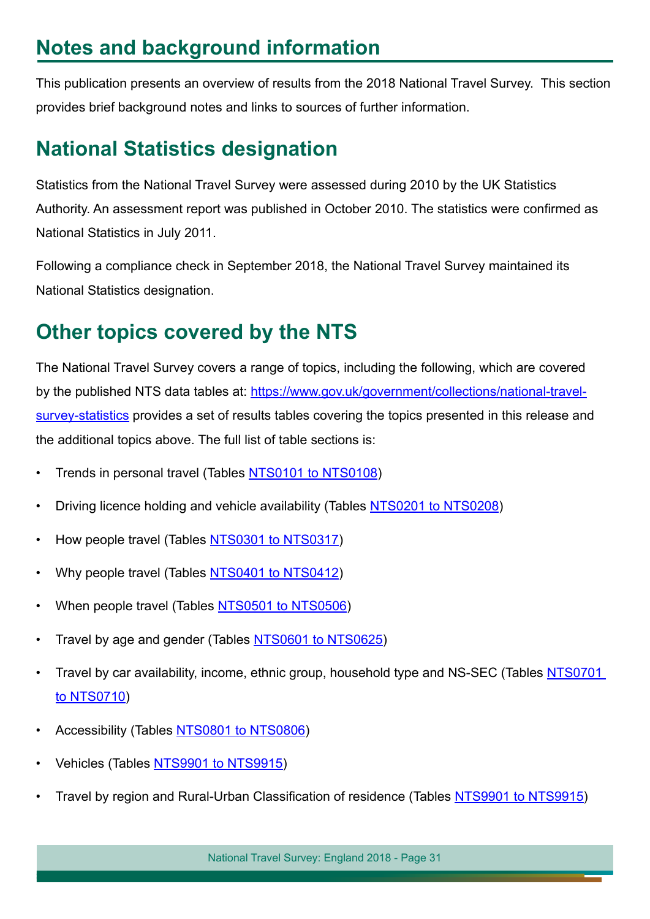## Notes and background information

This publication presents an overview of results from the 2018 National Travel Survey. This section provides brief background notes and links to sources of further information.

## National Statistics designation

Statistics from the National Travel Survey were assessed during 2010 by the UK Statistics Authority. An assessment report was published in October 2010. The statistics were confirmed as National Statistics in July 2011.

Following a compliance check in September 2018, the National Travel Survey maintained its National Statistics designation.

## Other topics covered by the NTS

The National Travel Survey covers a range of topics, including the following, which are covered by the published NTS data tables at: https://www.gov.uk/government/collections/national-travel-survey-statistics provides a set of results tables covering the topics presented in this release and the additional topics above. The full list of table sections is:

- Trends in personal travel (Tables NTS0101 to NTS0108)
- Driving licence holding and vehicle availability (Tables NTS0201 to NTS0208)
- How people travel (Tables NTS0301 to NTS0317)
- Why people travel (Tables NTS0401 to NTS0412)
- When people travel (Tables NTS0501 to NTS0506)
- Travel by age and gender (Tables NTS0601 to NTS0625)
- Travel by car availability, income, ethnic group, household type and NS-SEC (Tables NTS0701 to NTS0710)
- Accessibility (Tables NTS0801 to NTS0806)
- Vehicles (Tables NTS9901 to NTS9915)
- Travel by region and Rural-Urban Classification of residence (Tables NTS9901 to NTS9915)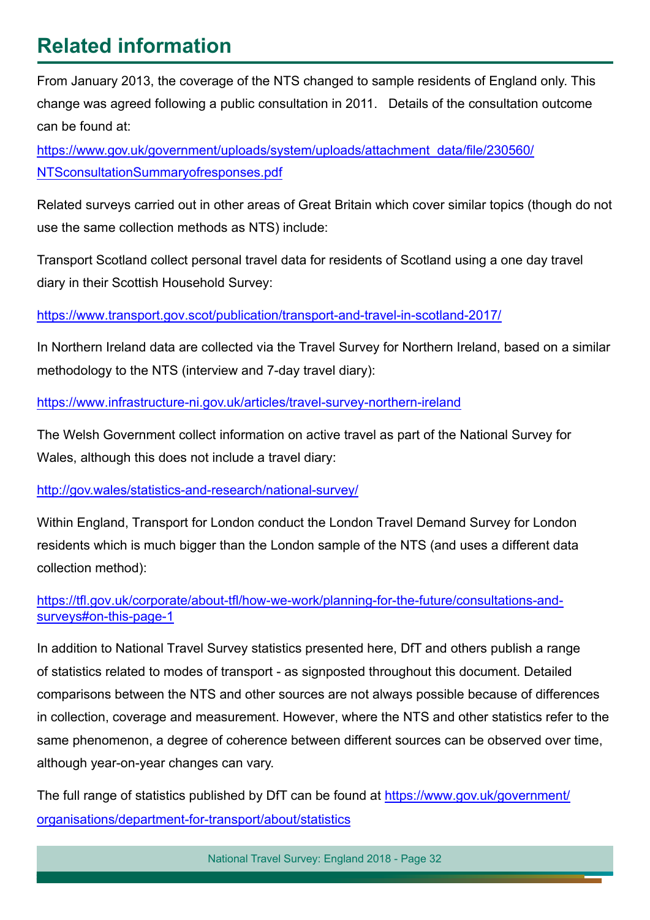## Related information

From January 2013, the coverage of the NTS changed to sample residents of England only. This change was agreed following a public consultation in 2011. Details of the consultation outcome can be found at:

https://www.gov.uk/government/uploads/system/uploads/attachment_data/file/230560/NTSconsultationSummaryofresponses.pdf

Related surveys carried out in other areas of Great Britain which cover similar topics (though do not use the same collection methods as NTS) include:

Transport Scotland collect personal travel data for residents of Scotland using a one day travel diary in their Scottish Household Survey:

https://www.transport.gov.scot/publication/transport-and-travel-in-scotland-2017/

In Northern Ireland data are collected via the Travel Survey for Northern Ireland, based on a similar methodology to the NTS (interview and 7-day travel diary):

https://www.infrastructure-ni.gov.uk/articles/travel-survey-northern-ireland

The Welsh Government collect information on active travel as part of the National Survey for Wales, although this does not include a travel diary:

http://gov.wales/statistics-and-research/national-survey/

Within England, Transport for London conduct the London Travel Demand Survey for London residents which is much bigger than the London sample of the NTS (and uses a different data collection method):

https://tfl.gov.uk/corporate/about-tfl/how-we-work/planning-for-the-future/consultations-and-surveys#on-this-page-1

In addition to National Travel Survey statistics presented here, DfT and others publish a range of statistics related to modes of transport - as signposted throughout this document. Detailed comparisons between the NTS and other sources are not always possible because of differences in collection, coverage and measurement. However, where the NTS and other statistics refer to the same phenomenon, a degree of coherence between different sources can be observed over time, although year-on-year changes can vary.

The full range of statistics published by DfT can be found at https://www.gov.uk/government/organisations/department-for-transport/about/statistics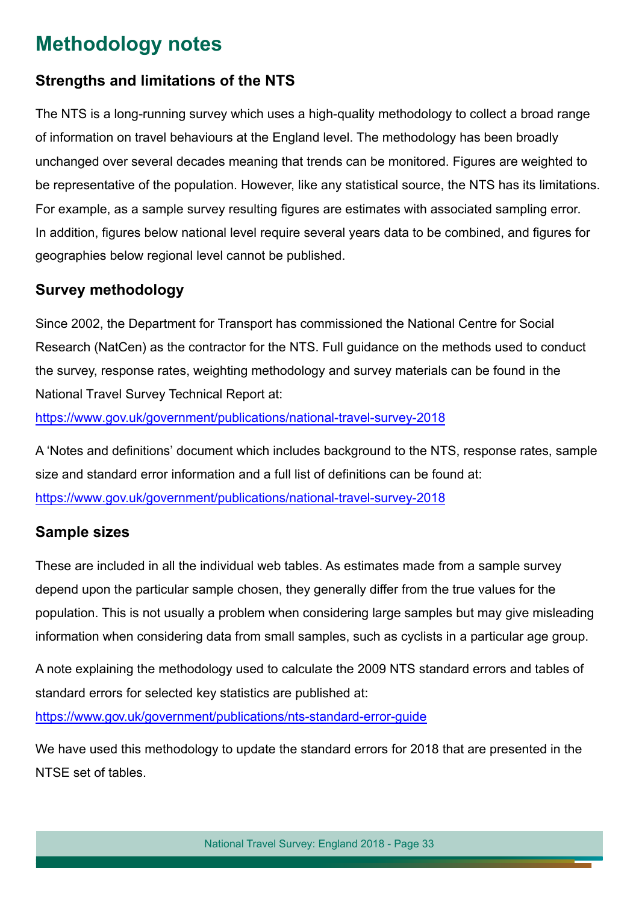# Methodology notes

## Strengths and limitations of the NTS

The NTS is a long-running survey which uses a high-quality methodology to collect a broad range of information on travel behaviours at the England level. The methodology has been broadly unchanged over several decades meaning that trends can be monitored. Figures are weighted to be representative of the population. However, like any statistical source, the NTS has its limitations. For example, as a sample survey resulting figures are estimates with associated sampling error. In addition, figures below national level require several years data to be combined, and figures for geographies below regional level cannot be published.

## Survey methodology

Since 2002, the Department for Transport has commissioned the National Centre for Social Research (NatCen) as the contractor for the NTS. Full guidance on the methods used to conduct the survey, response rates, weighting methodology and survey materials can be found in the National Travel Survey Technical Report at:
https://www.gov.uk/government/publications/national-travel-survey-2018

A 'Notes and definitions' document which includes background to the NTS, response rates, sample size and standard error information and a full list of definitions can be found at:
https://www.gov.uk/government/publications/national-travel-survey-2018

## Sample sizes

These are included in all the individual web tables. As estimates made from a sample survey depend upon the particular sample chosen, they generally differ from the true values for the population. This is not usually a problem when considering large samples but may give misleading information when considering data from small samples, such as cyclists in a particular age group.

A note explaining the methodology used to calculate the 2009 NTS standard errors and tables of standard errors for selected key statistics are published at:
https://www.gov.uk/government/publications/nts-standard-error-guide

We have used this methodology to update the standard errors for 2018 that are presented in the NTSE set of tables.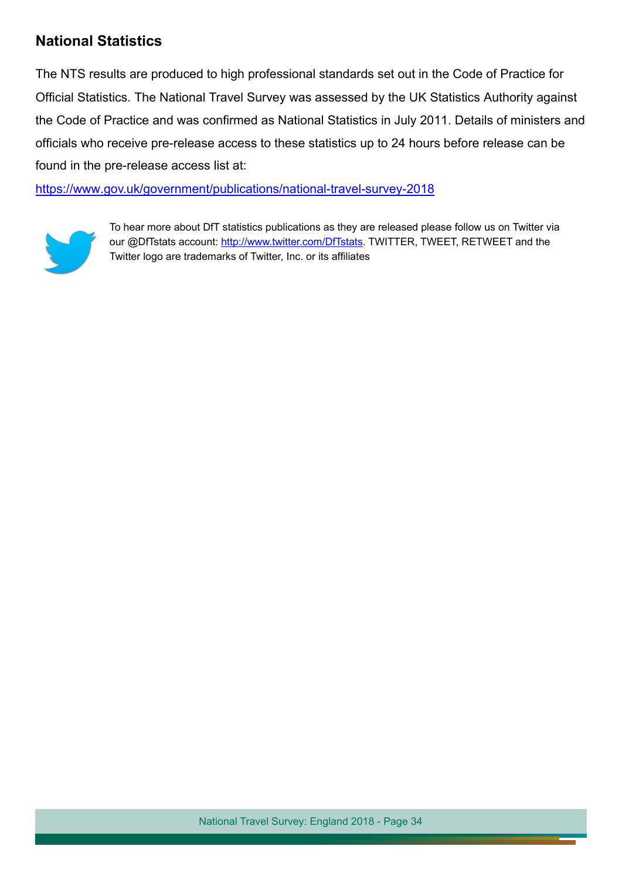## National Statistics

The NTS results are produced to high professional standards set out in the Code of Practice for Official Statistics. The National Travel Survey was assessed by the UK Statistics Authority against the Code of Practice and was confirmed as National Statistics in July 2011. Details of ministers and officials who receive pre-release access to these statistics up to 24 hours before release can be found in the pre-release access list at:

https://www.gov.uk/government/publications/national-travel-survey-2018

To hear more about DfT statistics publications as they are released please follow us on Twitter via our @DfTstats account: http://www.twitter.com/DfTstats. TWITTER, TWEET, RETWEET and the Twitter logo are trademarks of Twitter, Inc. or its affiliates